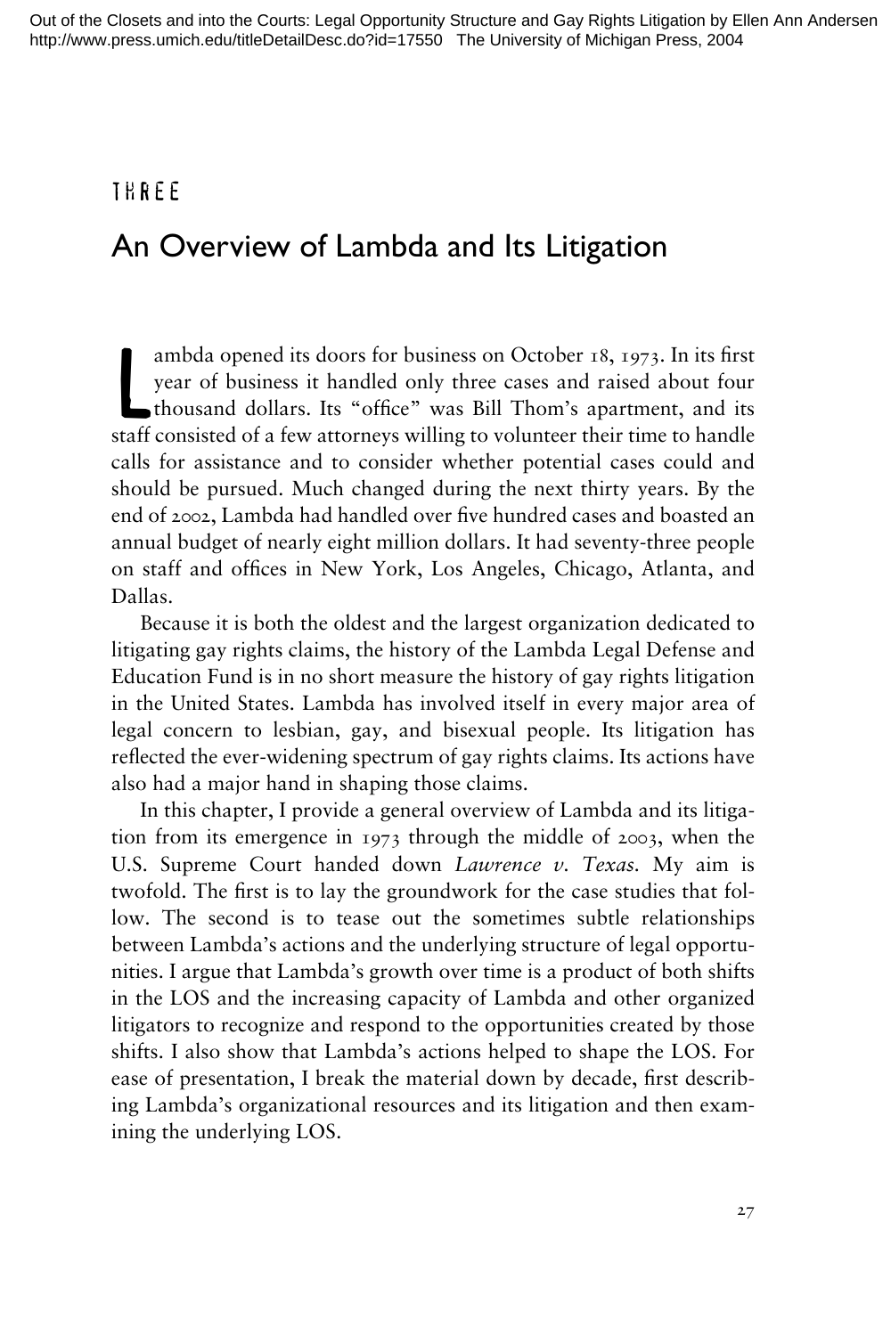THREE

# An Overview of Lambda and Its Litigation

Lambda opened its doors for business on October 18, 1973. In its first year of business it handled only three cases and raised about four thousand dollars. Its "office" was Bill Thom's apartment, and its staff consisted of a few attorneys willing to volunteer their time to handle calls for assistance and to consider whether potential cases could and should be pursued. Much changed during the next thirty years. By the end of 2002, Lambda had handled over five hundred cases and boasted an annual budget of nearly eight million dollars. It had seventy-three people on staff and offices in New York, Los Angeles, Chicago, Atlanta, and Dallas.

Because it is both the oldest and the largest organization dedicated to litigating gay rights claims, the history of the Lambda Legal Defense and Education Fund is in no short measure the history of gay rights litigation in the United States. Lambda has involved itself in every major area of legal concern to lesbian, gay, and bisexual people. Its litigation has reflected the ever-widening spectrum of gay rights claims. Its actions have also had a major hand in shaping those claims.

In this chapter, I provide a general overview of Lambda and its litigation from its emergence in 1973 through the middle of 2003, when the U.S. Supreme Court handed down *Lawrence v. Texas*. My aim is twofold. The first is to lay the groundwork for the case studies that follow. The second is to tease out the sometimes subtle relationships between Lambda's actions and the underlying structure of legal opportunities. I argue that Lambda's growth over time is a product of both shifts in the LOS and the increasing capacity of Lambda and other organized litigators to recognize and respond to the opportunities created by those shifts. I also show that Lambda's actions helped to shape the LOS. For ease of presentation, I break the material down by decade, first describing Lambda's organizational resources and its litigation and then examining the underlying LOS.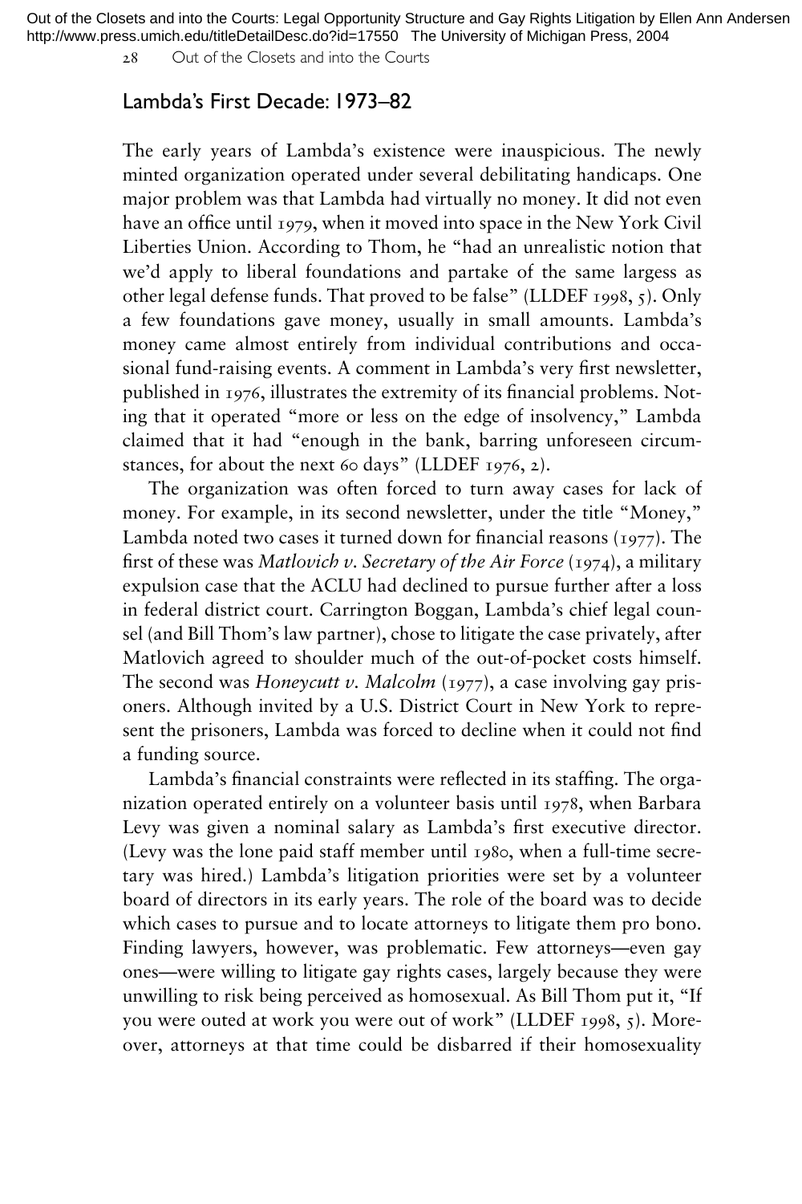## Lambda's First Decade: 1973–82

The early years of Lambda's existence were inauspicious. The newly minted organization operated under several debilitating handicaps. One major problem was that Lambda had virtually no money. It did not even have an office until 1979, when it moved into space in the New York Civil Liberties Union. According to Thom, he "had an unrealistic notion that we'd apply to liberal foundations and partake of the same largess as other legal defense funds. That proved to be false" (LLDEF 1998, 5). Only a few foundations gave money, usually in small amounts. Lambda's money came almost entirely from individual contributions and occasional fund-raising events. A comment in Lambda's very first newsletter, published in 1976, illustrates the extremity of its financial problems. Noting that it operated "more or less on the edge of insolvency," Lambda claimed that it had "enough in the bank, barring unforeseen circumstances, for about the next 60 days" (LLDEF 1976, 2).

The organization was often forced to turn away cases for lack of money. For example, in its second newsletter, under the title "Money," Lambda noted two cases it turned down for financial reasons (1977). The first of these was *Matlovich v. Secretary of the Air Force* (1974), a military expulsion case that the ACLU had declined to pursue further after a loss in federal district court. Carrington Boggan, Lambda's chief legal counsel (and Bill Thom's law partner), chose to litigate the case privately, after Matlovich agreed to shoulder much of the out-of-pocket costs himself. The second was *Honeycutt v. Malcolm* (1977), a case involving gay prisoners. Although invited by a U.S. District Court in New York to represent the prisoners, Lambda was forced to decline when it could not find a funding source.

Lambda's financial constraints were reflected in its staffing. The organization operated entirely on a volunteer basis until 1978, when Barbara Levy was given a nominal salary as Lambda's first executive director. (Levy was the lone paid staff member until 1980, when a full-time secretary was hired.) Lambda's litigation priorities were set by a volunteer board of directors in its early years. The role of the board was to decide which cases to pursue and to locate attorneys to litigate them pro bono. Finding lawyers, however, was problematic. Few attorneys—even gay ones—were willing to litigate gay rights cases, largely because they were unwilling to risk being perceived as homosexual. As Bill Thom put it, "If you were outed at work you were out of work" (LLDEF 1998, 5). Moreover, attorneys at that time could be disbarred if their homosexuality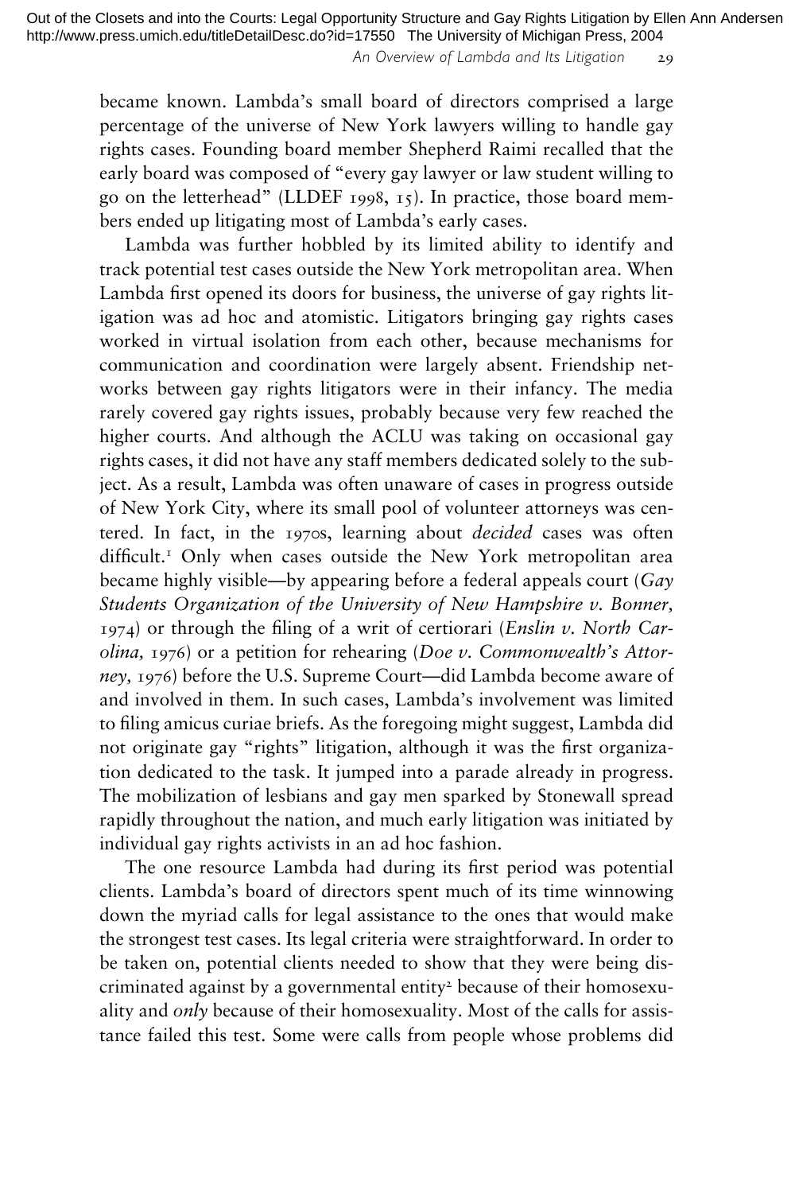became known. Lambda's small board of directors comprised a large percentage of the universe of New York lawyers willing to handle gay rights cases. Founding board member Shepherd Raimi recalled that the early board was composed of "every gay lawyer or law student willing to go on the letterhead" (LLDEF 1998, 15). In practice, those board members ended up litigating most of Lambda's early cases.

Lambda was further hobbled by its limited ability to identify and track potential test cases outside the New York metropolitan area. When Lambda first opened its doors for business, the universe of gay rights litigation was ad hoc and atomistic. Litigators bringing gay rights cases worked in virtual isolation from each other, because mechanisms for communication and coordination were largely absent. Friendship networks between gay rights litigators were in their infancy. The media rarely covered gay rights issues, probably because very few reached the higher courts. And although the ACLU was taking on occasional gay rights cases, it did not have any staff members dedicated solely to the subject. As a result, Lambda was often unaware of cases in progress outside of New York City, where its small pool of volunteer attorneys was centered. In fact, in the 1970s, learning about *decided* cases was often difficult.[1] Only when cases outside the New York metropolitan area became highly visible—by appearing before a federal appeals court (*Gay Students Organization of the University of New Hampshire v. Bonner,* 1974) or through the filing of a writ of certiorari (*Enslin v. North Carolina,* 1976) or a petition for rehearing (*Doe v. Commonwealth's Attorney,* 1976) before the U.S. Supreme Court—did Lambda become aware of and involved in them. In such cases, Lambda's involvement was limited to filing amicus curiae briefs. As the foregoing might suggest, Lambda did not originate gay "rights" litigation, although it was the first organization dedicated to the task. It jumped into a parade already in progress. The mobilization of lesbians and gay men sparked by Stonewall spread rapidly throughout the nation, and much early litigation was initiated by individual gay rights activists in an ad hoc fashion.

The one resource Lambda had during its first period was potential clients. Lambda's board of directors spent much of its time winnowing down the myriad calls for legal assistance to the ones that would make the strongest test cases. Its legal criteria were straightforward. In order to be taken on, potential clients needed to show that they were being discriminated against by a governmental entity[2] because of their homosexuality and *only* because of their homosexuality. Most of the calls for assistance failed this test. Some were calls from people whose problems did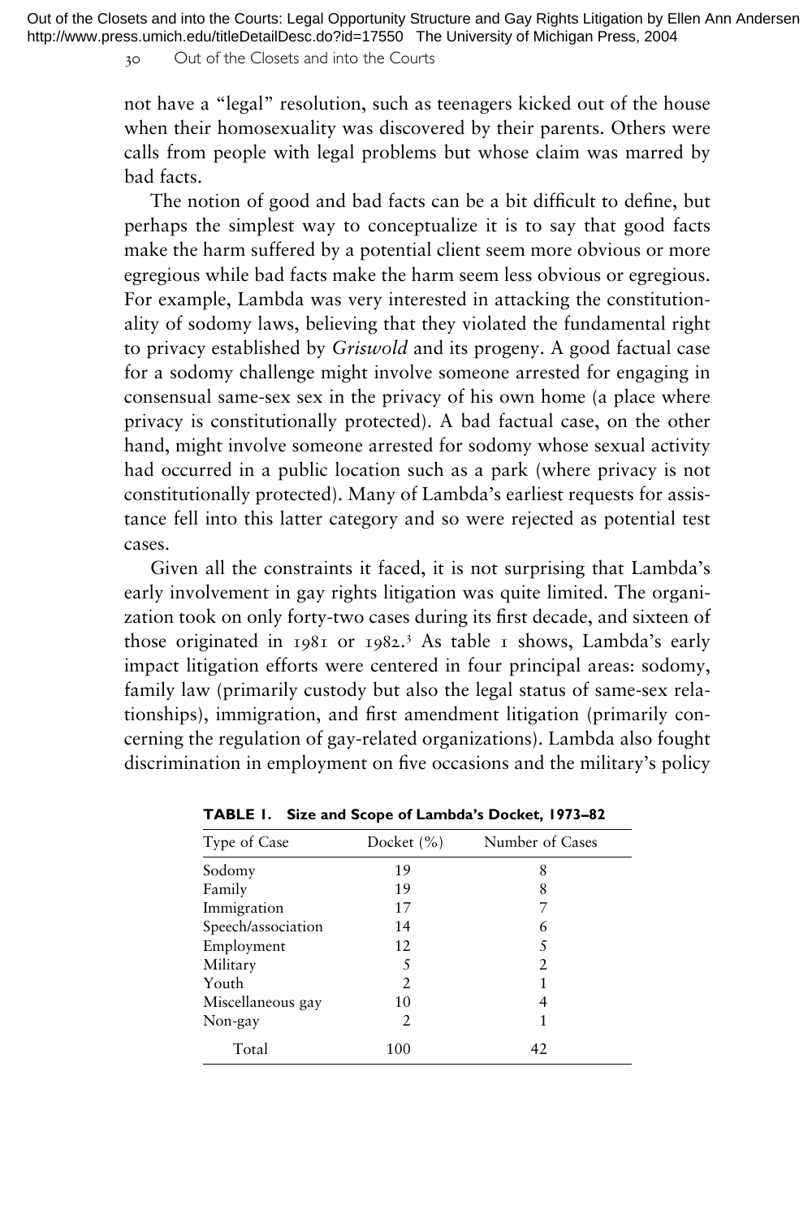not have a "legal" resolution, such as teenagers kicked out of the house when their homosexuality was discovered by their parents. Others were calls from people with legal problems but whose claim was marred by bad facts.

The notion of good and bad facts can be a bit difficult to define, but perhaps the simplest way to conceptualize it is to say that good facts make the harm suffered by a potential client seem more obvious or more egregious while bad facts make the harm seem less obvious or egregious. For example, Lambda was very interested in attacking the constitutionality of sodomy laws, believing that they violated the fundamental right to privacy established by *Griswold* and its progeny. A good factual case for a sodomy challenge might involve someone arrested for engaging in consensual same-sex sex in the privacy of his own home (a place where privacy is constitutionally protected). A bad factual case, on the other hand, might involve someone arrested for sodomy whose sexual activity had occurred in a public location such as a park (where privacy is not constitutionally protected). Many of Lambda's earliest requests for assistance fell into this latter category and so were rejected as potential test cases.

Given all the constraints it faced, it is not surprising that Lambda's early involvement in gay rights litigation was quite limited. The organization took on only forty-two cases during its first decade, and sixteen of those originated in 1981 or 1982.[3] As table 1 shows, Lambda's early impact litigation efforts were centered in four principal areas: sodomy, family law (primarily custody but also the legal status of same-sex relationships), immigration, and first amendment litigation (primarily concerning the regulation of gay-related organizations). Lambda also fought discrimination in employment on five occasions and the military's policy

**TABLE 1. Size and Scope of Lambda's Docket, 1973–82**

| Type of Case | Docket (%) | Number of Cases |
|---|---|---|
| Sodomy | 19 | 8 |
| Family | 19 | 8 |
| Immigration | 17 | 7 |
| Speech/association | 14 | 6 |
| Employment | 12 | 5 |
| Military | 5 | 2 |
| Youth | 2 | 1 |
| Miscellaneous gay | 10 | 4 |
| Non-gay | 2 | 1 |
| Total | 100 | 42 |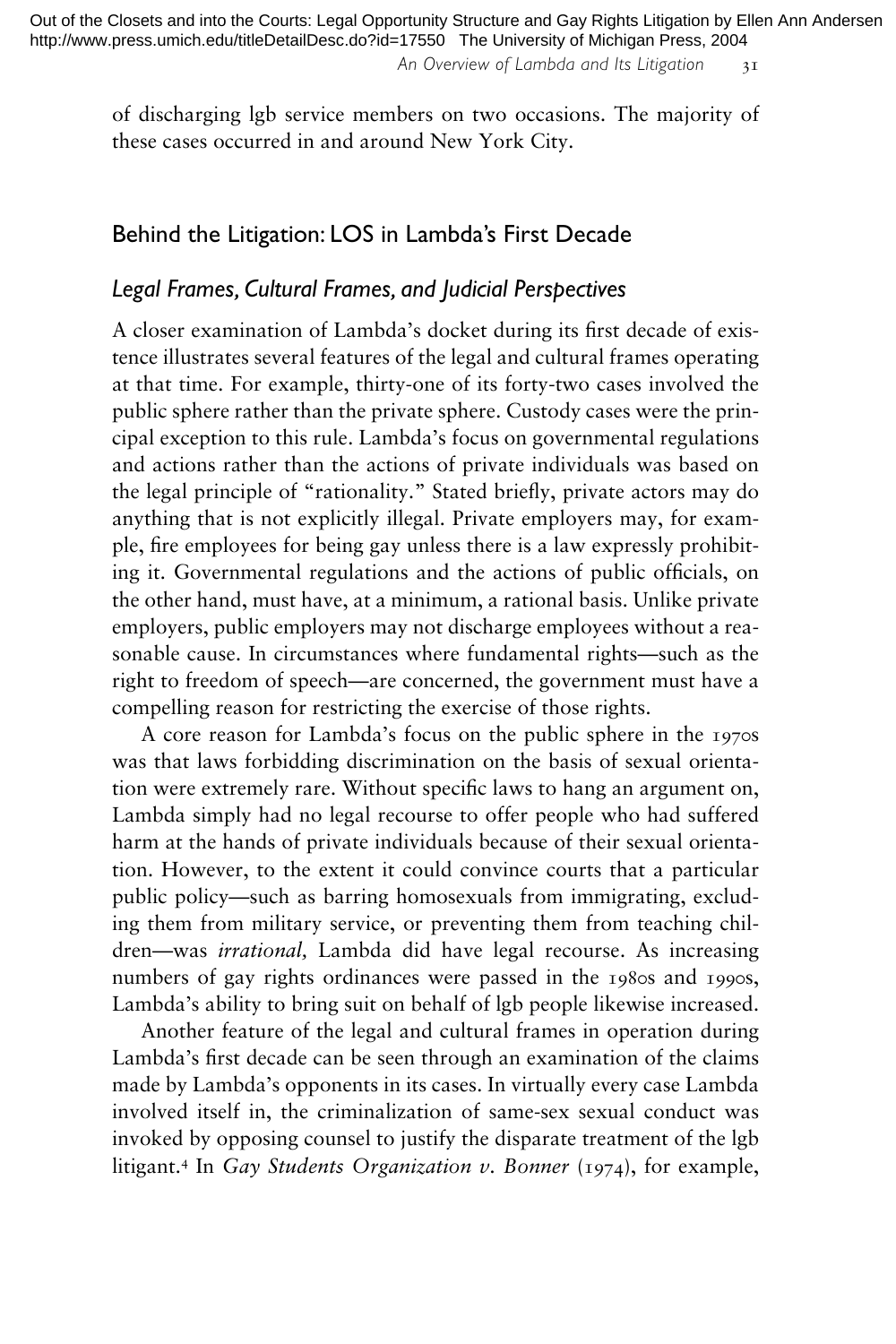of discharging lgb service members on two occasions. The majority of these cases occurred in and around New York City.

## Behind the Litigation: LOS in Lambda's First Decade

### *Legal Frames, Cultural Frames, and Judicial Perspectives*

A closer examination of Lambda's docket during its first decade of existence illustrates several features of the legal and cultural frames operating at that time. For example, thirty-one of its forty-two cases involved the public sphere rather than the private sphere. Custody cases were the principal exception to this rule. Lambda's focus on governmental regulations and actions rather than the actions of private individuals was based on the legal principle of "rationality." Stated briefly, private actors may do anything that is not explicitly illegal. Private employers may, for example, fire employees for being gay unless there is a law expressly prohibiting it. Governmental regulations and the actions of public officials, on the other hand, must have, at a minimum, a rational basis. Unlike private employers, public employers may not discharge employees without a reasonable cause. In circumstances where fundamental rights—such as the right to freedom of speech—are concerned, the government must have a compelling reason for restricting the exercise of those rights.

A core reason for Lambda's focus on the public sphere in the 1970s was that laws forbidding discrimination on the basis of sexual orientation were extremely rare. Without specific laws to hang an argument on, Lambda simply had no legal recourse to offer people who had suffered harm at the hands of private individuals because of their sexual orientation. However, to the extent it could convince courts that a particular public policy—such as barring homosexuals from immigrating, excluding them from military service, or preventing them from teaching children—was *irrational,* Lambda did have legal recourse. As increasing numbers of gay rights ordinances were passed in the 1980s and 1990s, Lambda's ability to bring suit on behalf of lgb people likewise increased.

Another feature of the legal and cultural frames in operation during Lambda's first decade can be seen through an examination of the claims made by Lambda's opponents in its cases. In virtually every case Lambda involved itself in, the criminalization of same-sex sexual conduct was invoked by opposing counsel to justify the disparate treatment of the lgb litigant.[4] In *Gay Students Organization v. Bonner* (1974), for example,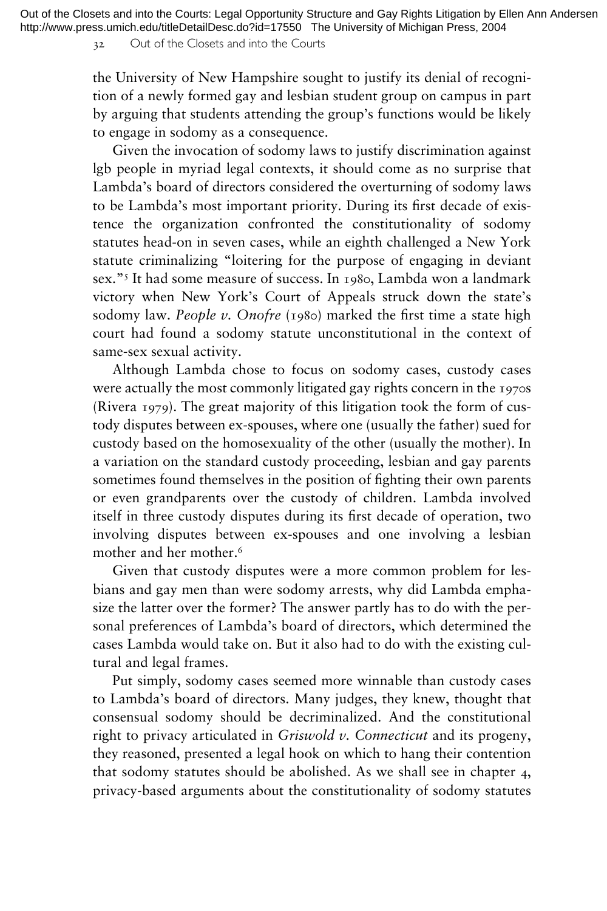the University of New Hampshire sought to justify its denial of recognition of a newly formed gay and lesbian student group on campus in part by arguing that students attending the group's functions would be likely to engage in sodomy as a consequence.

Given the invocation of sodomy laws to justify discrimination against lgb people in myriad legal contexts, it should come as no surprise that Lambda's board of directors considered the overturning of sodomy laws to be Lambda's most important priority. During its first decade of existence the organization confronted the constitutionality of sodomy statutes head-on in seven cases, while an eighth challenged a New York statute criminalizing "loitering for the purpose of engaging in deviant sex."[5] It had some measure of success. In 1980, Lambda won a landmark victory when New York's Court of Appeals struck down the state's sodomy law. *People v. Onofre* (1980) marked the first time a state high court had found a sodomy statute unconstitutional in the context of same-sex sexual activity.

Although Lambda chose to focus on sodomy cases, custody cases were actually the most commonly litigated gay rights concern in the 1970s (Rivera 1979). The great majority of this litigation took the form of custody disputes between ex-spouses, where one (usually the father) sued for custody based on the homosexuality of the other (usually the mother). In a variation on the standard custody proceeding, lesbian and gay parents sometimes found themselves in the position of fighting their own parents or even grandparents over the custody of children. Lambda involved itself in three custody disputes during its first decade of operation, two involving disputes between ex-spouses and one involving a lesbian mother and her mother.[6]

Given that custody disputes were a more common problem for lesbians and gay men than were sodomy arrests, why did Lambda emphasize the latter over the former? The answer partly has to do with the personal preferences of Lambda's board of directors, which determined the cases Lambda would take on. But it also had to do with the existing cultural and legal frames.

Put simply, sodomy cases seemed more winnable than custody cases to Lambda's board of directors. Many judges, they knew, thought that consensual sodomy should be decriminalized. And the constitutional right to privacy articulated in *Griswold v. Connecticut* and its progeny, they reasoned, presented a legal hook on which to hang their contention that sodomy statutes should be abolished. As we shall see in chapter 4, privacy-based arguments about the constitutionality of sodomy statutes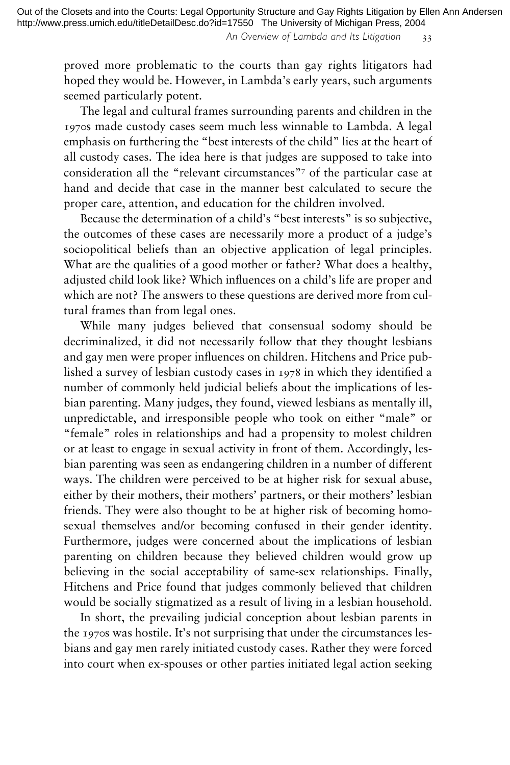proved more problematic to the courts than gay rights litigators had hoped they would be. However, in Lambda's early years, such arguments seemed particularly potent.

The legal and cultural frames surrounding parents and children in the 1970s made custody cases seem much less winnable to Lambda. A legal emphasis on furthering the "best interests of the child" lies at the heart of all custody cases. The idea here is that judges are supposed to take into consideration all the "relevant circumstances"[7] of the particular case at hand and decide that case in the manner best calculated to secure the proper care, attention, and education for the children involved.

Because the determination of a child's "best interests" is so subjective, the outcomes of these cases are necessarily more a product of a judge's sociopolitical beliefs than an objective application of legal principles. What are the qualities of a good mother or father? What does a healthy, adjusted child look like? Which influences on a child's life are proper and which are not? The answers to these questions are derived more from cultural frames than from legal ones.

While many judges believed that consensual sodomy should be decriminalized, it did not necessarily follow that they thought lesbians and gay men were proper influences on children. Hitchens and Price published a survey of lesbian custody cases in 1978 in which they identified a number of commonly held judicial beliefs about the implications of lesbian parenting. Many judges, they found, viewed lesbians as mentally ill, unpredictable, and irresponsible people who took on either "male" or "female" roles in relationships and had a propensity to molest children or at least to engage in sexual activity in front of them. Accordingly, lesbian parenting was seen as endangering children in a number of different ways. The children were perceived to be at higher risk for sexual abuse, either by their mothers, their mothers' partners, or their mothers' lesbian friends. They were also thought to be at higher risk of becoming homosexual themselves and/or becoming confused in their gender identity. Furthermore, judges were concerned about the implications of lesbian parenting on children because they believed children would grow up believing in the social acceptability of same-sex relationships. Finally, Hitchens and Price found that judges commonly believed that children would be socially stigmatized as a result of living in a lesbian household.

In short, the prevailing judicial conception about lesbian parents in the 1970s was hostile. It's not surprising that under the circumstances lesbians and gay men rarely initiated custody cases. Rather they were forced into court when ex-spouses or other parties initiated legal action seeking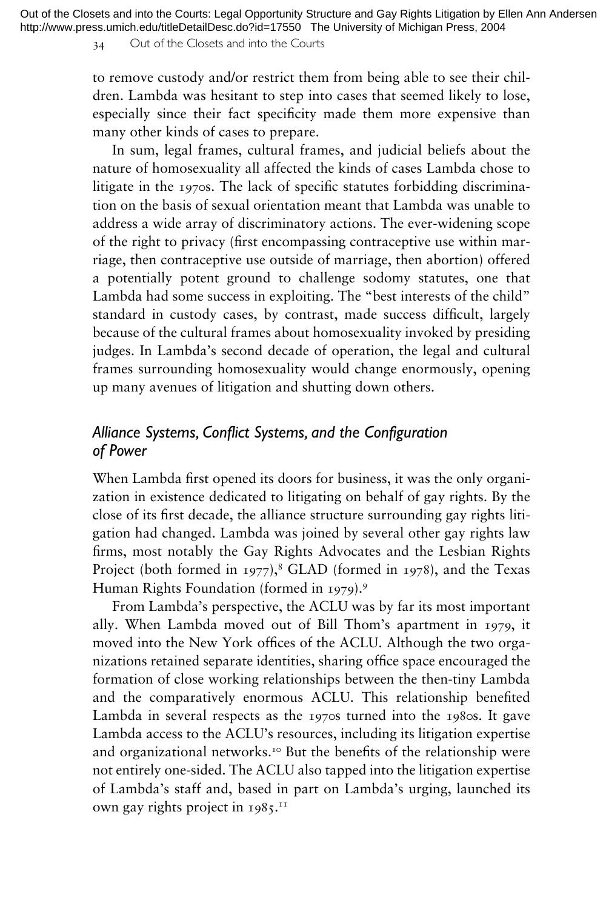to remove custody and/or restrict them from being able to see their children. Lambda was hesitant to step into cases that seemed likely to lose, especially since their fact specificity made them more expensive than many other kinds of cases to prepare.

In sum, legal frames, cultural frames, and judicial beliefs about the nature of homosexuality all affected the kinds of cases Lambda chose to litigate in the 1970s. The lack of specific statutes forbidding discrimination on the basis of sexual orientation meant that Lambda was unable to address a wide array of discriminatory actions. The ever-widening scope of the right to privacy (first encompassing contraceptive use within marriage, then contraceptive use outside of marriage, then abortion) offered a potentially potent ground to challenge sodomy statutes, one that Lambda had some success in exploiting. The "best interests of the child" standard in custody cases, by contrast, made success difficult, largely because of the cultural frames about homosexuality invoked by presiding judges. In Lambda's second decade of operation, the legal and cultural frames surrounding homosexuality would change enormously, opening up many avenues of litigation and shutting down others.

## *Alliance Systems, Conflict Systems, and the Configuration of Power*

When Lambda first opened its doors for business, it was the only organization in existence dedicated to litigating on behalf of gay rights. By the close of its first decade, the alliance structure surrounding gay rights litigation had changed. Lambda was joined by several other gay rights law firms, most notably the Gay Rights Advocates and the Lesbian Rights Project (both formed in 1977),[8] GLAD (formed in 1978), and the Texas Human Rights Foundation (formed in 1979).[9]

From Lambda's perspective, the ACLU was by far its most important ally. When Lambda moved out of Bill Thom's apartment in 1979, it moved into the New York offices of the ACLU. Although the two organizations retained separate identities, sharing office space encouraged the formation of close working relationships between the then-tiny Lambda and the comparatively enormous ACLU. This relationship benefited Lambda in several respects as the 1970s turned into the 1980s. It gave Lambda access to the ACLU's resources, including its litigation expertise and organizational networks.[10] But the benefits of the relationship were not entirely one-sided. The ACLU also tapped into the litigation expertise of Lambda's staff and, based in part on Lambda's urging, launched its own gay rights project in 1985.[11]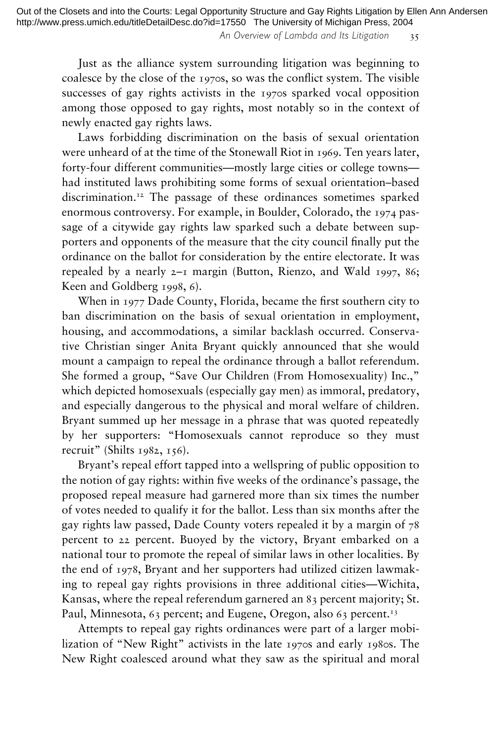Just as the alliance system surrounding litigation was beginning to coalesce by the close of the 1970s, so was the conflict system. The visible successes of gay rights activists in the 1970s sparked vocal opposition among those opposed to gay rights, most notably so in the context of newly enacted gay rights laws.

Laws forbidding discrimination on the basis of sexual orientation were unheard of at the time of the Stonewall Riot in 1969. Ten years later, forty-four different communities—mostly large cities or college towns—had instituted laws prohibiting some forms of sexual orientation–based discrimination.[12] The passage of these ordinances sometimes sparked enormous controversy. For example, in Boulder, Colorado, the 1974 passage of a citywide gay rights law sparked such a debate between supporters and opponents of the measure that the city council finally put the ordinance on the ballot for consideration by the entire electorate. It was repealed by a nearly 2–1 margin (Button, Rienzo, and Wald 1997, 86; Keen and Goldberg 1998, 6).

When in 1977 Dade County, Florida, became the first southern city to ban discrimination on the basis of sexual orientation in employment, housing, and accommodations, a similar backlash occurred. Conservative Christian singer Anita Bryant quickly announced that she would mount a campaign to repeal the ordinance through a ballot referendum. She formed a group, "Save Our Children (From Homosexuality) Inc.," which depicted homosexuals (especially gay men) as immoral, predatory, and especially dangerous to the physical and moral welfare of children. Bryant summed up her message in a phrase that was quoted repeatedly by her supporters: "Homosexuals cannot reproduce so they must recruit" (Shilts 1982, 156).

Bryant's repeal effort tapped into a wellspring of public opposition to the notion of gay rights: within five weeks of the ordinance's passage, the proposed repeal measure had garnered more than six times the number of votes needed to qualify it for the ballot. Less than six months after the gay rights law passed, Dade County voters repealed it by a margin of 78 percent to 22 percent. Buoyed by the victory, Bryant embarked on a national tour to promote the repeal of similar laws in other localities. By the end of 1978, Bryant and her supporters had utilized citizen lawmaking to repeal gay rights provisions in three additional cities—Wichita, Kansas, where the repeal referendum garnered an 83 percent majority; St. Paul, Minnesota, 63 percent; and Eugene, Oregon, also 63 percent.[13]

Attempts to repeal gay rights ordinances were part of a larger mobilization of "New Right" activists in the late 1970s and early 1980s. The New Right coalesced around what they saw as the spiritual and moral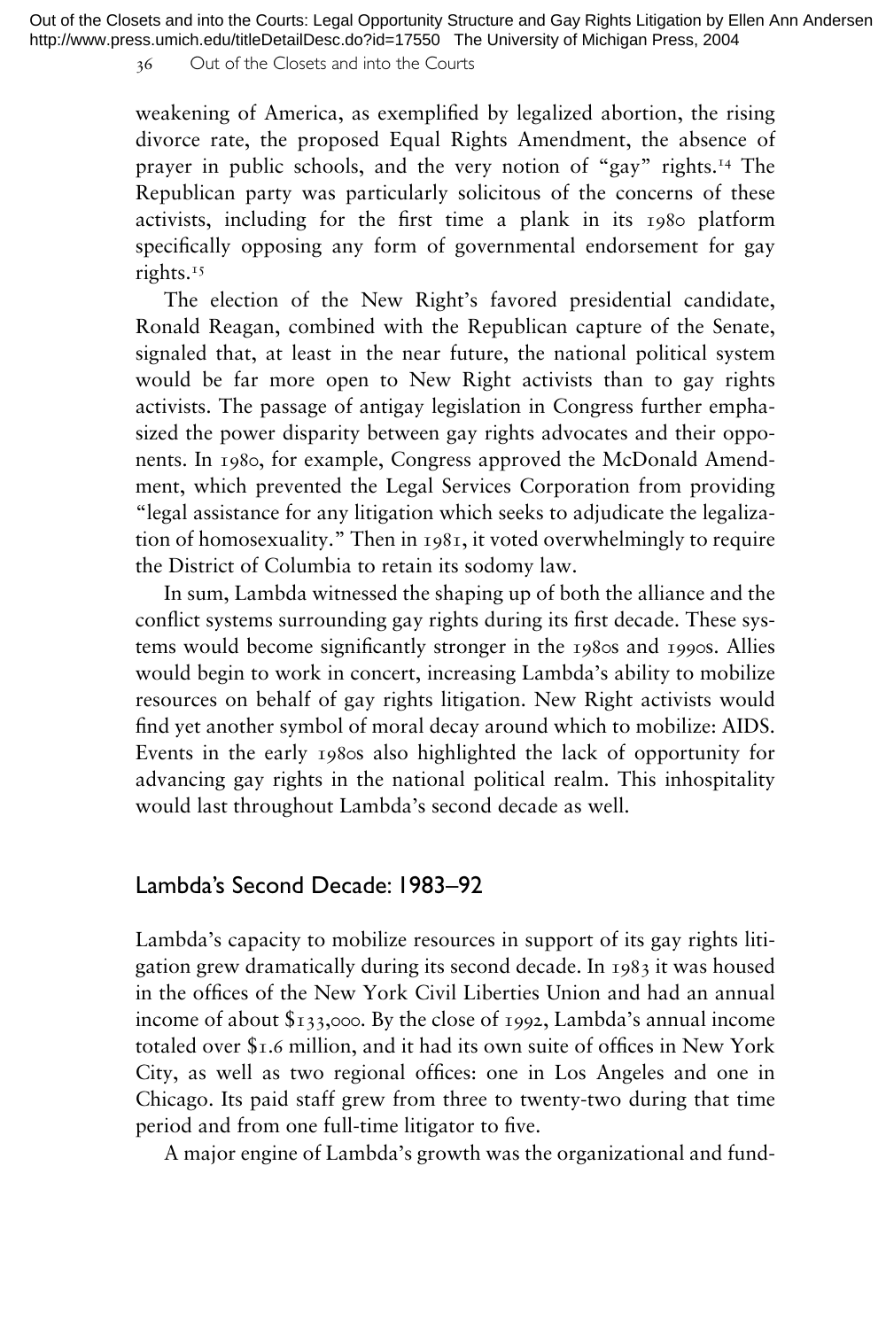weakening of America, as exemplified by legalized abortion, the rising divorce rate, the proposed Equal Rights Amendment, the absence of prayer in public schools, and the very notion of "gay" rights.[14] The Republican party was particularly solicitous of the concerns of these activists, including for the first time a plank in its 1980 platform specifically opposing any form of governmental endorsement for gay rights.[15]

The election of the New Right's favored presidential candidate, Ronald Reagan, combined with the Republican capture of the Senate, signaled that, at least in the near future, the national political system would be far more open to New Right activists than to gay rights activists. The passage of antigay legislation in Congress further emphasized the power disparity between gay rights advocates and their opponents. In 1980, for example, Congress approved the McDonald Amendment, which prevented the Legal Services Corporation from providing "legal assistance for any litigation which seeks to adjudicate the legalization of homosexuality." Then in 1981, it voted overwhelmingly to require the District of Columbia to retain its sodomy law.

In sum, Lambda witnessed the shaping up of both the alliance and the conflict systems surrounding gay rights during its first decade. These systems would become significantly stronger in the 1980s and 1990s. Allies would begin to work in concert, increasing Lambda's ability to mobilize resources on behalf of gay rights litigation. New Right activists would find yet another symbol of moral decay around which to mobilize: AIDS. Events in the early 1980s also highlighted the lack of opportunity for advancing gay rights in the national political realm. This inhospitality would last throughout Lambda's second decade as well.

## Lambda's Second Decade: 1983–92

Lambda's capacity to mobilize resources in support of its gay rights litigation grew dramatically during its second decade. In 1983 it was housed in the offices of the New York Civil Liberties Union and had an annual income of about $133,000. By the close of 1992, Lambda's annual income totaled over $1.6 million, and it had its own suite of offices in New York City, as well as two regional offices: one in Los Angeles and one in Chicago. Its paid staff grew from three to twenty-two during that time period and from one full-time litigator to five.

A major engine of Lambda's growth was the organizational and fund-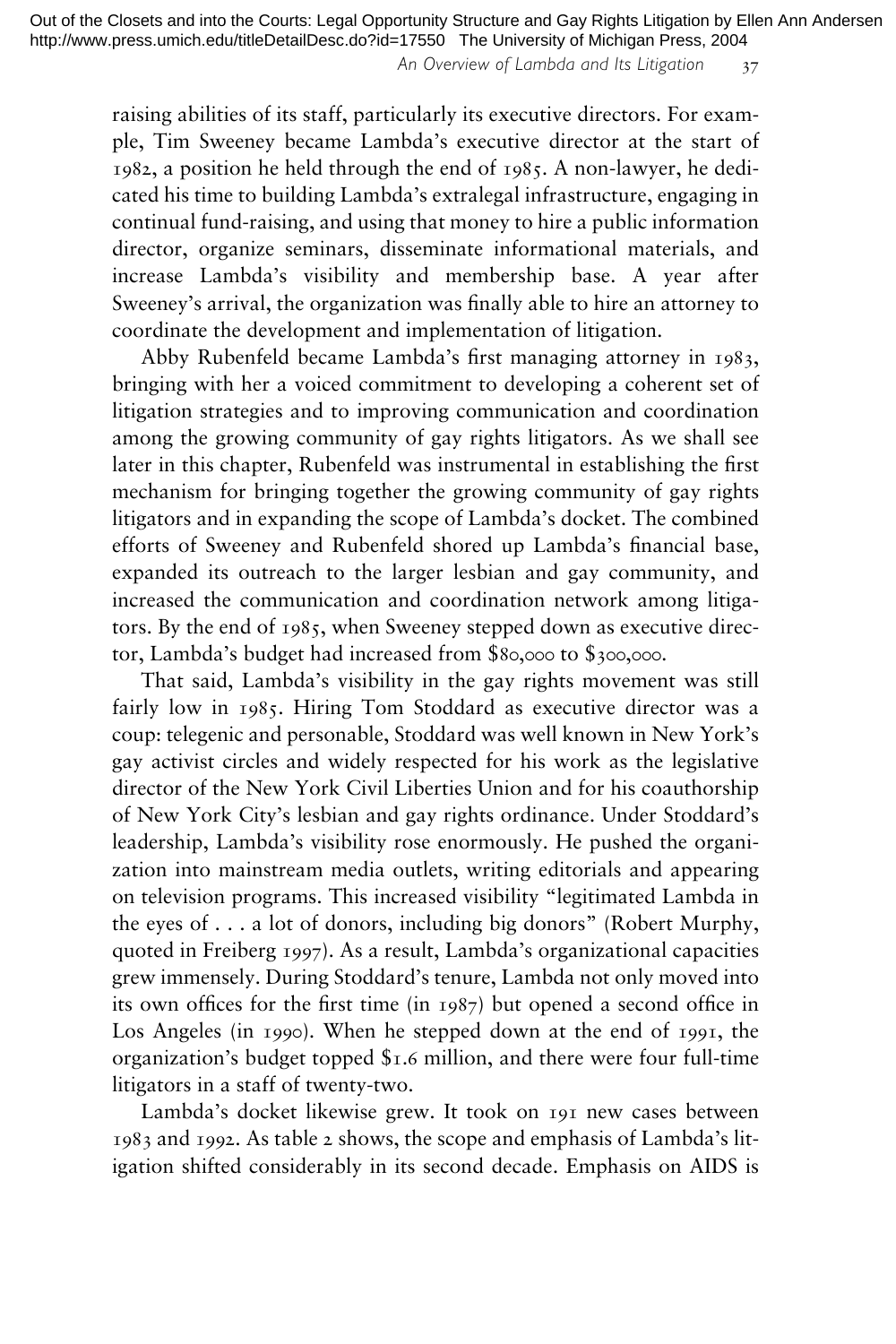raising abilities of its staff, particularly its executive directors. For example, Tim Sweeney became Lambda's executive director at the start of 1982, a position he held through the end of 1985. A non-lawyer, he dedicated his time to building Lambda's extralegal infrastructure, engaging in continual fund-raising, and using that money to hire a public information director, organize seminars, disseminate informational materials, and increase Lambda's visibility and membership base. A year after Sweeney's arrival, the organization was finally able to hire an attorney to coordinate the development and implementation of litigation.

Abby Rubenfeld became Lambda's first managing attorney in 1983, bringing with her a voiced commitment to developing a coherent set of litigation strategies and to improving communication and coordination among the growing community of gay rights litigators. As we shall see later in this chapter, Rubenfeld was instrumental in establishing the first mechanism for bringing together the growing community of gay rights litigators and in expanding the scope of Lambda's docket. The combined efforts of Sweeney and Rubenfeld shored up Lambda's financial base, expanded its outreach to the larger lesbian and gay community, and increased the communication and coordination network among litigators. By the end of 1985, when Sweeney stepped down as executive director, Lambda's budget had increased from $80,000 to $300,000.

That said, Lambda's visibility in the gay rights movement was still fairly low in 1985. Hiring Tom Stoddard as executive director was a coup: telegenic and personable, Stoddard was well known in New York's gay activist circles and widely respected for his work as the legislative director of the New York Civil Liberties Union and for his coauthorship of New York City's lesbian and gay rights ordinance. Under Stoddard's leadership, Lambda's visibility rose enormously. He pushed the organization into mainstream media outlets, writing editorials and appearing on television programs. This increased visibility "legitimated Lambda in the eyes of . . . a lot of donors, including big donors" (Robert Murphy, quoted in Freiberg 1997). As a result, Lambda's organizational capacities grew immensely. During Stoddard's tenure, Lambda not only moved into its own offices for the first time (in 1987) but opened a second office in Los Angeles (in 1990). When he stepped down at the end of 1991, the organization's budget topped $1.6 million, and there were four full-time litigators in a staff of twenty-two.

Lambda's docket likewise grew. It took on 191 new cases between 1983 and 1992. As table 2 shows, the scope and emphasis of Lambda's litigation shifted considerably in its second decade. Emphasis on AIDS is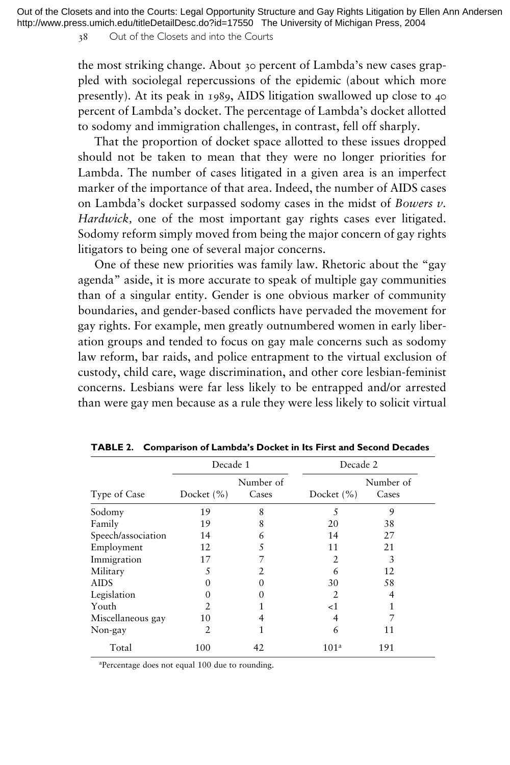the most striking change. About 30 percent of Lambda's new cases grappled with sociolegal repercussions of the epidemic (about which more presently). At its peak in 1989, AIDS litigation swallowed up close to 40 percent of Lambda's docket. The percentage of Lambda's docket allotted to sodomy and immigration challenges, in contrast, fell off sharply.

That the proportion of docket space allotted to these issues dropped should not be taken to mean that they were no longer priorities for Lambda. The number of cases litigated in a given area is an imperfect marker of the importance of that area. Indeed, the number of AIDS cases on Lambda's docket surpassed sodomy cases in the midst of *Bowers v. Hardwick,* one of the most important gay rights cases ever litigated. Sodomy reform simply moved from being the major concern of gay rights litigators to being one of several major concerns.

One of these new priorities was family law. Rhetoric about the "gay agenda" aside, it is more accurate to speak of multiple gay communities than of a singular entity. Gender is one obvious marker of community boundaries, and gender-based conflicts have pervaded the movement for gay rights. For example, men greatly outnumbered women in early liberation groups and tended to focus on gay male concerns such as sodomy law reform, bar raids, and police entrapment to the virtual exclusion of custody, child care, wage discrimination, and other core lesbian-feminist concerns. Lesbians were far less likely to be entrapped and/or arrested than were gay men because as a rule they were less likely to solicit virtual

**TABLE 2. Comparison of Lambda's Docket in Its First and Second Decades**

| | Decade 1 | | Decade 2 | |
|---|---|---|---|---|
| Type of Case | Docket (%) | Number of Cases | Docket (%) | Number of Cases |
| Sodomy | 19 | 8 | 5 | 9 |
| Family | 19 | 8 | 20 | 38 |
| Speech/association | 14 | 6 | 14 | 27 |
| Employment | 12 | 5 | 11 | 21 |
| Immigration | 17 | 7 | 2 | 3 |
| Military | 5 | 2 | 6 | 12 |
| AIDS | 0 | 0 | 30 | 58 |
| Legislation | 0 | 0 | 2 | 4 |
| Youth | 2 | 1 | <1 | 1 |
| Miscellaneous gay | 10 | 4 | 4 | 7 |
| Non-gay | 2 | 1 | 6 | 11 |
| Total | 100 | 42 | 101[a] | 191 |

[a]Percentage does not equal 100 due to rounding.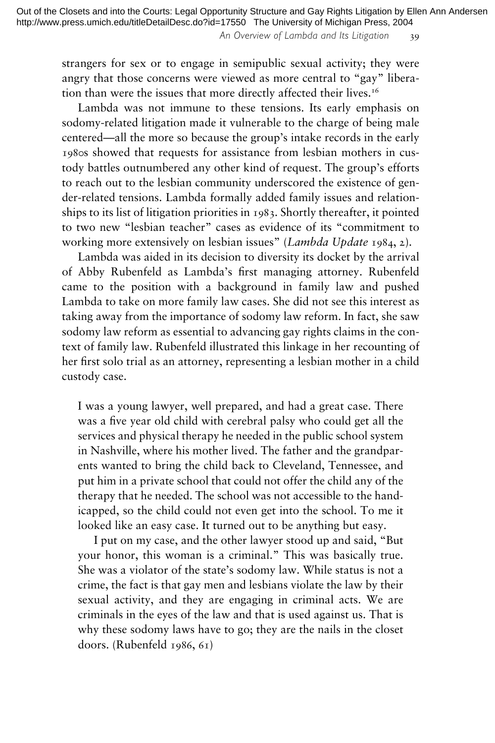strangers for sex or to engage in semipublic sexual activity; they were angry that those concerns were viewed as more central to "gay" liberation than were the issues that more directly affected their lives.[16]

Lambda was not immune to these tensions. Its early emphasis on sodomy-related litigation made it vulnerable to the charge of being male centered—all the more so because the group's intake records in the early 1980s showed that requests for assistance from lesbian mothers in custody battles outnumbered any other kind of request. The group's efforts to reach out to the lesbian community underscored the existence of gender-related tensions. Lambda formally added family issues and relationships to its list of litigation priorities in 1983. Shortly thereafter, it pointed to two new "lesbian teacher" cases as evidence of its "commitment to working more extensively on lesbian issues" (*Lambda Update* 1984, 2).

Lambda was aided in its decision to diversity its docket by the arrival of Abby Rubenfeld as Lambda's first managing attorney. Rubenfeld came to the position with a background in family law and pushed Lambda to take on more family law cases. She did not see this interest as taking away from the importance of sodomy law reform. In fact, she saw sodomy law reform as essential to advancing gay rights claims in the context of family law. Rubenfeld illustrated this linkage in her recounting of her first solo trial as an attorney, representing a lesbian mother in a child custody case.

> I was a young lawyer, well prepared, and had a great case. There was a five year old child with cerebral palsy who could get all the services and physical therapy he needed in the public school system in Nashville, where his mother lived. The father and the grandparents wanted to bring the child back to Cleveland, Tennessee, and put him in a private school that could not offer the child any of the therapy that he needed. The school was not accessible to the handicapped, so the child could not even get into the school. To me it looked like an easy case. It turned out to be anything but easy.
>
> I put on my case, and the other lawyer stood up and said, "But your honor, this woman is a criminal." This was basically true. She was a violator of the state's sodomy law. While status is not a crime, the fact is that gay men and lesbians violate the law by their sexual activity, and they are engaging in criminal acts. We are criminals in the eyes of the law and that is used against us. That is why these sodomy laws have to go; they are the nails in the closet doors. (Rubenfeld 1986, 61)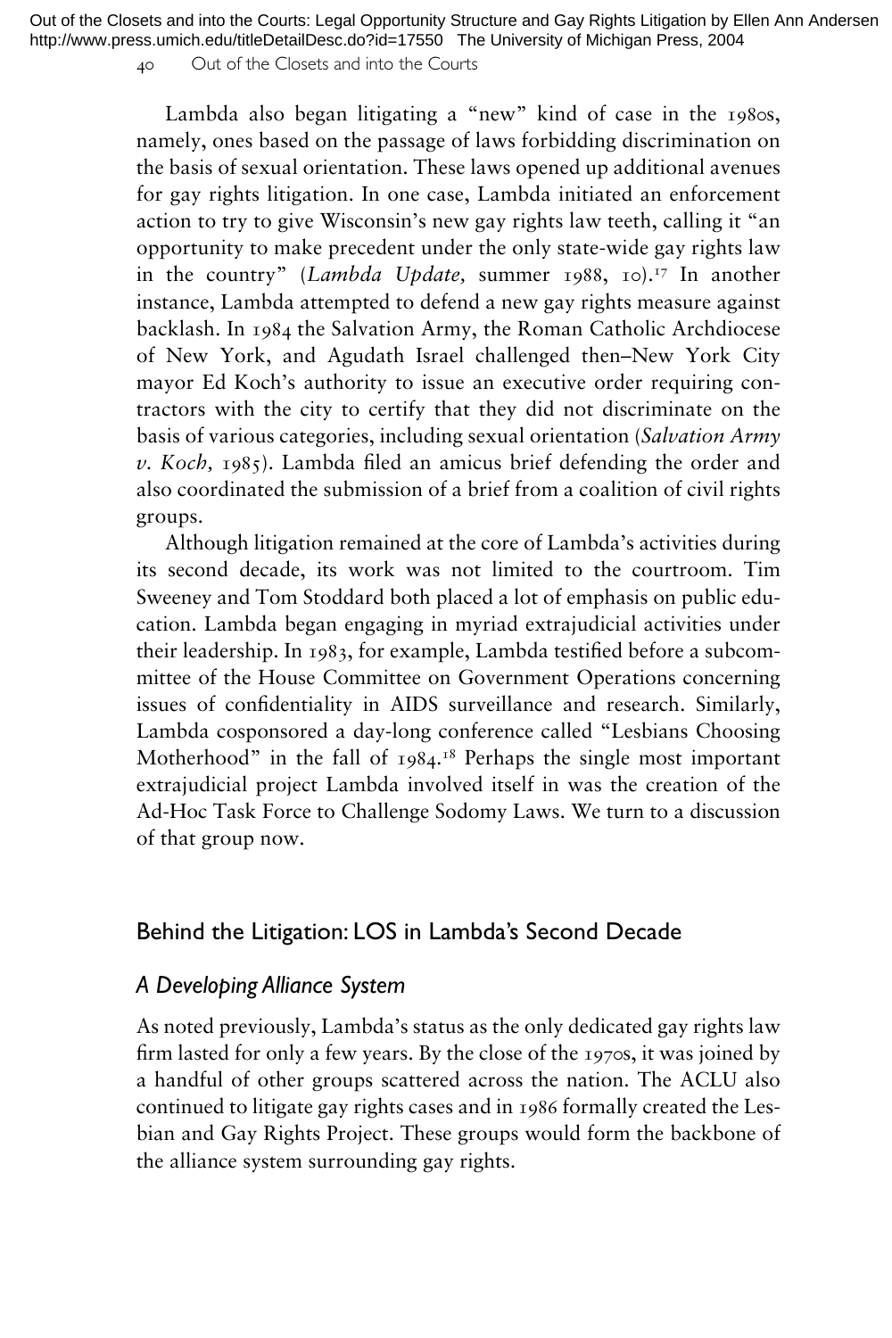Lambda also began litigating a "new" kind of case in the 1980s, namely, ones based on the passage of laws forbidding discrimination on the basis of sexual orientation. These laws opened up additional avenues for gay rights litigation. In one case, Lambda initiated an enforcement action to try to give Wisconsin's new gay rights law teeth, calling it "an opportunity to make precedent under the only state-wide gay rights law in the country" (*Lambda Update,* summer 1988, 10).[17] In another instance, Lambda attempted to defend a new gay rights measure against backlash. In 1984 the Salvation Army, the Roman Catholic Archdiocese of New York, and Agudath Israel challenged then–New York City mayor Ed Koch's authority to issue an executive order requiring contractors with the city to certify that they did not discriminate on the basis of various categories, including sexual orientation (*Salvation Army v. Koch,* 1985). Lambda filed an amicus brief defending the order and also coordinated the submission of a brief from a coalition of civil rights groups.

Although litigation remained at the core of Lambda's activities during its second decade, its work was not limited to the courtroom. Tim Sweeney and Tom Stoddard both placed a lot of emphasis on public education. Lambda began engaging in myriad extrajudicial activities under their leadership. In 1983, for example, Lambda testified before a subcommittee of the House Committee on Government Operations concerning issues of confidentiality in AIDS surveillance and research. Similarly, Lambda cosponsored a day-long conference called "Lesbians Choosing Motherhood" in the fall of 1984.[18] Perhaps the single most important extrajudicial project Lambda involved itself in was the creation of the Ad-Hoc Task Force to Challenge Sodomy Laws. We turn to a discussion of that group now.

## Behind the Litigation: LOS in Lambda's Second Decade

### *A Developing Alliance System*

As noted previously, Lambda's status as the only dedicated gay rights law firm lasted for only a few years. By the close of the 1970s, it was joined by a handful of other groups scattered across the nation. The ACLU also continued to litigate gay rights cases and in 1986 formally created the Lesbian and Gay Rights Project. These groups would form the backbone of the alliance system surrounding gay rights.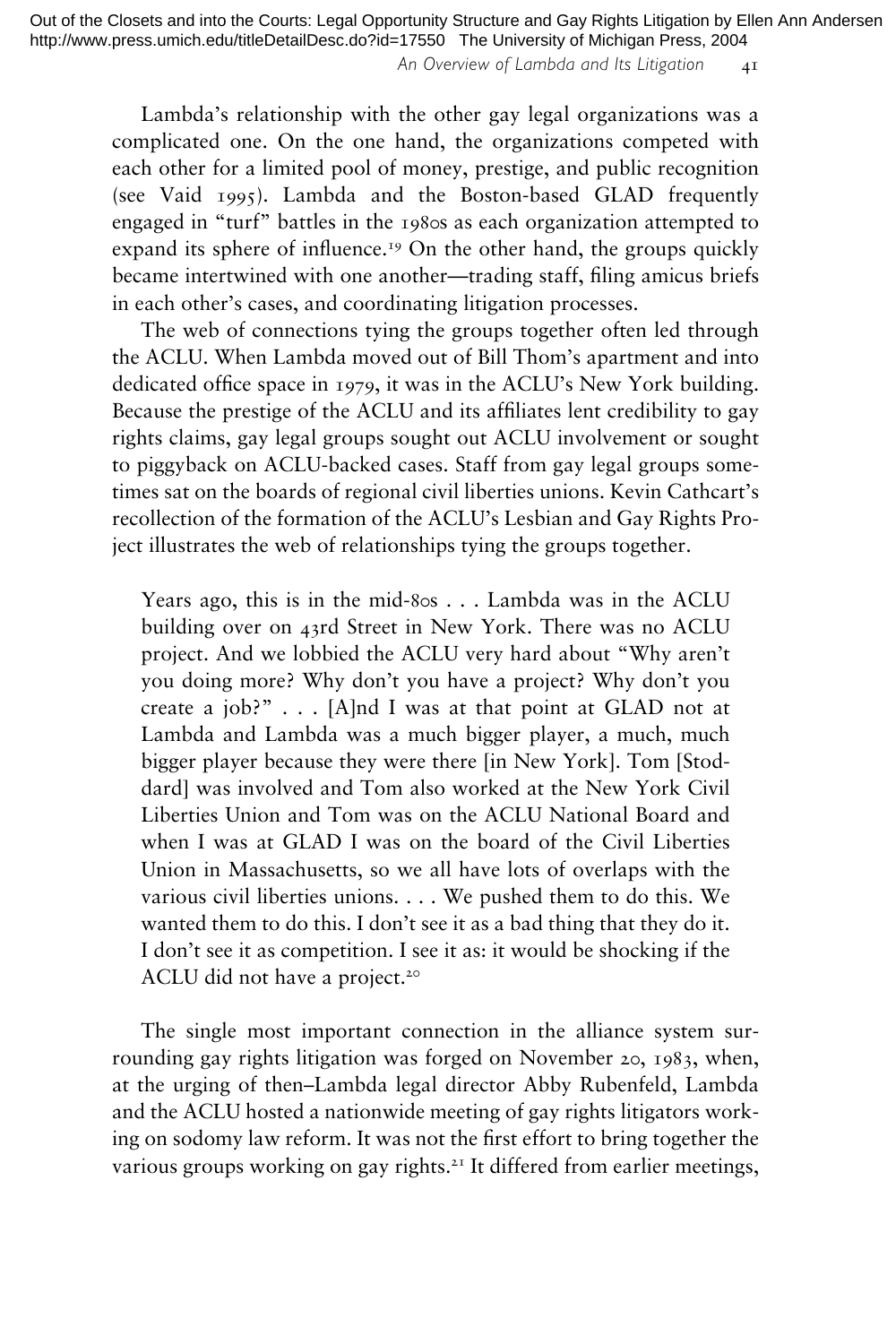Lambda's relationship with the other gay legal organizations was a complicated one. On the one hand, the organizations competed with each other for a limited pool of money, prestige, and public recognition (see Vaid 1995). Lambda and the Boston-based GLAD frequently engaged in "turf" battles in the 1980s as each organization attempted to expand its sphere of influence.[19] On the other hand, the groups quickly became intertwined with one another—trading staff, filing amicus briefs in each other's cases, and coordinating litigation processes.

The web of connections tying the groups together often led through the ACLU. When Lambda moved out of Bill Thom's apartment and into dedicated office space in 1979, it was in the ACLU's New York building. Because the prestige of the ACLU and its affiliates lent credibility to gay rights claims, gay legal groups sought out ACLU involvement or sought to piggyback on ACLU-backed cases. Staff from gay legal groups sometimes sat on the boards of regional civil liberties unions. Kevin Cathcart's recollection of the formation of the ACLU's Lesbian and Gay Rights Project illustrates the web of relationships tying the groups together.

> Years ago, this is in the mid-80s . . . Lambda was in the ACLU building over on 43rd Street in New York. There was no ACLU project. And we lobbied the ACLU very hard about "Why aren't you doing more? Why don't you have a project? Why don't you create a job?" . . . [A]nd I was at that point at GLAD not at Lambda and Lambda was a much bigger player, a much, much bigger player because they were there [in New York]. Tom [Stoddard] was involved and Tom also worked at the New York Civil Liberties Union and Tom was on the ACLU National Board and when I was at GLAD I was on the board of the Civil Liberties Union in Massachusetts, so we all have lots of overlaps with the various civil liberties unions. . . . We pushed them to do this. We wanted them to do this. I don't see it as a bad thing that they do it. I don't see it as competition. I see it as: it would be shocking if the ACLU did not have a project.[20]

The single most important connection in the alliance system surrounding gay rights litigation was forged on November 20, 1983, when, at the urging of then–Lambda legal director Abby Rubenfeld, Lambda and the ACLU hosted a nationwide meeting of gay rights litigators working on sodomy law reform. It was not the first effort to bring together the various groups working on gay rights.[21] It differed from earlier meetings,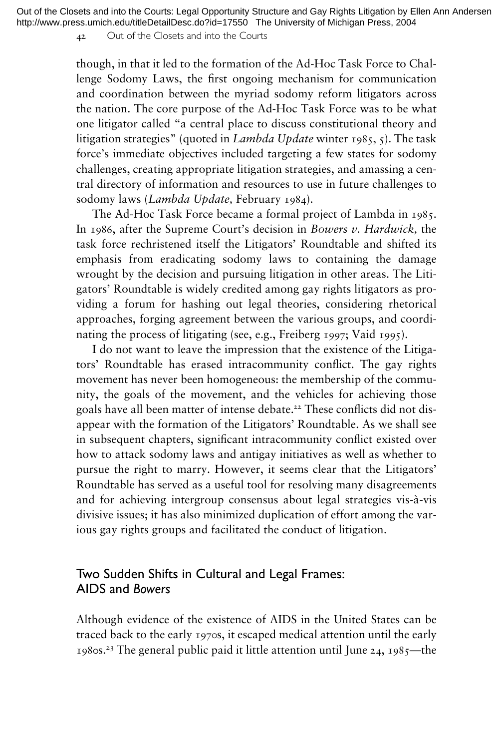though, in that it led to the formation of the Ad-Hoc Task Force to Challenge Sodomy Laws, the first ongoing mechanism for communication and coordination between the myriad sodomy reform litigators across the nation. The core purpose of the Ad-Hoc Task Force was to be what one litigator called "a central place to discuss constitutional theory and litigation strategies" (quoted in *Lambda Update* winter 1985, 5). The task force's immediate objectives included targeting a few states for sodomy challenges, creating appropriate litigation strategies, and amassing a central directory of information and resources to use in future challenges to sodomy laws (*Lambda Update,* February 1984).

The Ad-Hoc Task Force became a formal project of Lambda in 1985. In 1986, after the Supreme Court's decision in *Bowers v. Hardwick,* the task force rechristened itself the Litigators' Roundtable and shifted its emphasis from eradicating sodomy laws to containing the damage wrought by the decision and pursuing litigation in other areas. The Litigators' Roundtable is widely credited among gay rights litigators as providing a forum for hashing out legal theories, considering rhetorical approaches, forging agreement between the various groups, and coordinating the process of litigating (see, e.g., Freiberg 1997; Vaid 1995).

I do not want to leave the impression that the existence of the Litigators' Roundtable has erased intracommunity conflict. The gay rights movement has never been homogeneous: the membership of the community, the goals of the movement, and the vehicles for achieving those goals have all been matter of intense debate.[22] These conflicts did not disappear with the formation of the Litigators' Roundtable. As we shall see in subsequent chapters, significant intracommunity conflict existed over how to attack sodomy laws and antigay initiatives as well as whether to pursue the right to marry. However, it seems clear that the Litigators' Roundtable has served as a useful tool for resolving many disagreements and for achieving intergroup consensus about legal strategies vis-à-vis divisive issues; it has also minimized duplication of effort among the various gay rights groups and facilitated the conduct of litigation.

## Two Sudden Shifts in Cultural and Legal Frames: AIDS and *Bowers*

Although evidence of the existence of AIDS in the United States can be traced back to the early 1970s, it escaped medical attention until the early 1980s.[23] The general public paid it little attention until June 24, 1985—the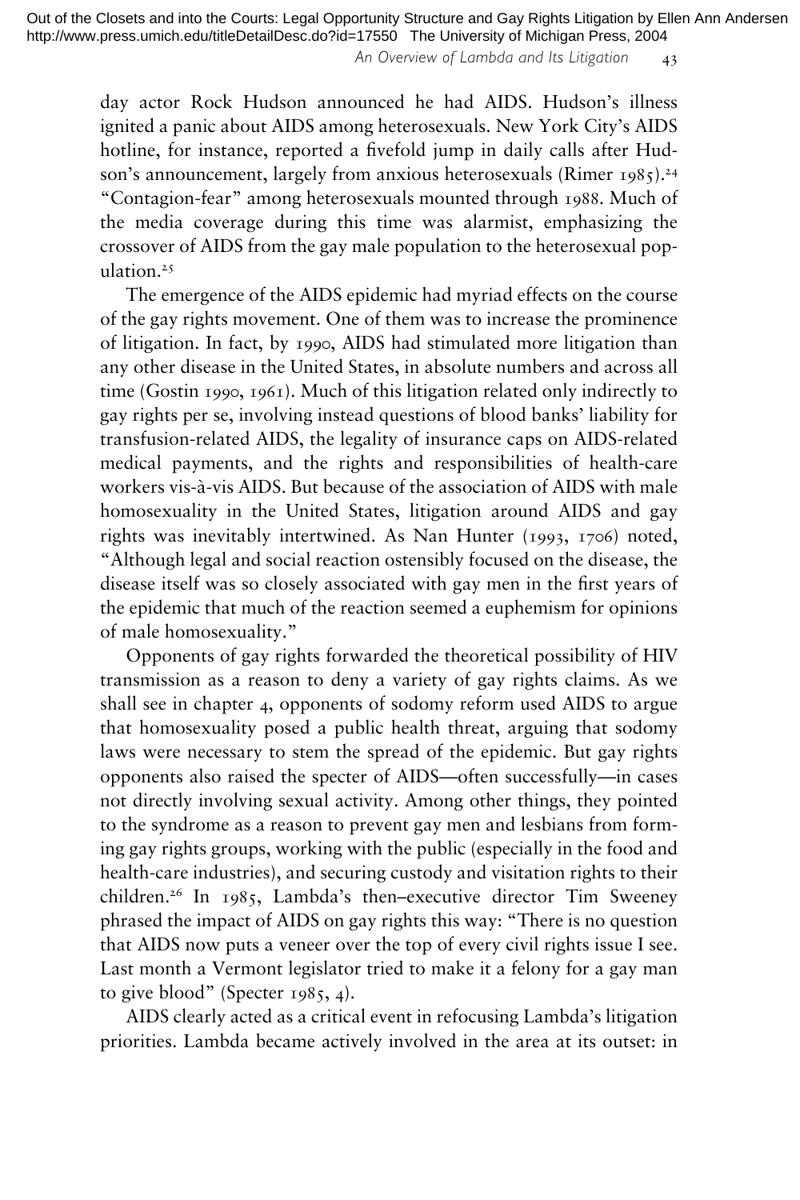day actor Rock Hudson announced he had AIDS. Hudson's illness ignited a panic about AIDS among heterosexuals. New York City's AIDS hotline, for instance, reported a fivefold jump in daily calls after Hudson's announcement, largely from anxious heterosexuals (Rimer 1985).[24] "Contagion-fear" among heterosexuals mounted through 1988. Much of the media coverage during this time was alarmist, emphasizing the crossover of AIDS from the gay male population to the heterosexual population.[25]

The emergence of the AIDS epidemic had myriad effects on the course of the gay rights movement. One of them was to increase the prominence of litigation. In fact, by 1990, AIDS had stimulated more litigation than any other disease in the United States, in absolute numbers and across all time (Gostin 1990, 1961). Much of this litigation related only indirectly to gay rights per se, involving instead questions of blood banks' liability for transfusion-related AIDS, the legality of insurance caps on AIDS-related medical payments, and the rights and responsibilities of health-care workers vis-à-vis AIDS. But because of the association of AIDS with male homosexuality in the United States, litigation around AIDS and gay rights was inevitably intertwined. As Nan Hunter (1993, 1706) noted, "Although legal and social reaction ostensibly focused on the disease, the disease itself was so closely associated with gay men in the first years of the epidemic that much of the reaction seemed a euphemism for opinions of male homosexuality."

Opponents of gay rights forwarded the theoretical possibility of HIV transmission as a reason to deny a variety of gay rights claims. As we shall see in chapter 4, opponents of sodomy reform used AIDS to argue that homosexuality posed a public health threat, arguing that sodomy laws were necessary to stem the spread of the epidemic. But gay rights opponents also raised the specter of AIDS—often successfully—in cases not directly involving sexual activity. Among other things, they pointed to the syndrome as a reason to prevent gay men and lesbians from forming gay rights groups, working with the public (especially in the food and health-care industries), and securing custody and visitation rights to their children.[26] In 1985, Lambda's then–executive director Tim Sweeney phrased the impact of AIDS on gay rights this way: "There is no question that AIDS now puts a veneer over the top of every civil rights issue I see. Last month a Vermont legislator tried to make it a felony for a gay man to give blood" (Specter 1985, 4).

AIDS clearly acted as a critical event in refocusing Lambda's litigation priorities. Lambda became actively involved in the area at its outset: in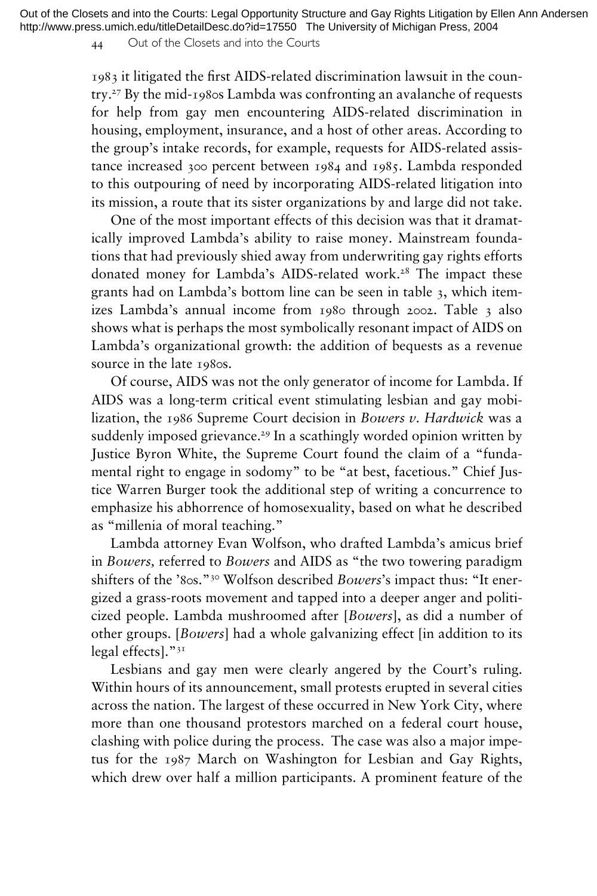1983 it litigated the first AIDS-related discrimination lawsuit in the country.[27] By the mid-1980s Lambda was confronting an avalanche of requests for help from gay men encountering AIDS-related discrimination in housing, employment, insurance, and a host of other areas. According to the group's intake records, for example, requests for AIDS-related assistance increased 300 percent between 1984 and 1985. Lambda responded to this outpouring of need by incorporating AIDS-related litigation into its mission, a route that its sister organizations by and large did not take.

One of the most important effects of this decision was that it dramatically improved Lambda's ability to raise money. Mainstream foundations that had previously shied away from underwriting gay rights efforts donated money for Lambda's AIDS-related work.[28] The impact these grants had on Lambda's bottom line can be seen in table 3, which itemizes Lambda's annual income from 1980 through 2002. Table 3 also shows what is perhaps the most symbolically resonant impact of AIDS on Lambda's organizational growth: the addition of bequests as a revenue source in the late 1980s.

Of course, AIDS was not the only generator of income for Lambda. If AIDS was a long-term critical event stimulating lesbian and gay mobilization, the 1986 Supreme Court decision in *Bowers v. Hardwick* was a suddenly imposed grievance.[29] In a scathingly worded opinion written by Justice Byron White, the Supreme Court found the claim of a "fundamental right to engage in sodomy" to be "at best, facetious." Chief Justice Warren Burger took the additional step of writing a concurrence to emphasize his abhorrence of homosexuality, based on what he described as "millenia of moral teaching."

Lambda attorney Evan Wolfson, who drafted Lambda's amicus brief in *Bowers,* referred to *Bowers* and AIDS as "the two towering paradigm shifters of the '80s."[30] Wolfson described *Bowers*'s impact thus: "It energized a grass-roots movement and tapped into a deeper anger and politicized people. Lambda mushroomed after [*Bowers*], as did a number of other groups. [*Bowers*] had a whole galvanizing effect [in addition to its legal effects]."[31]

Lesbians and gay men were clearly angered by the Court's ruling. Within hours of its announcement, small protests erupted in several cities across the nation. The largest of these occurred in New York City, where more than one thousand protestors marched on a federal court house, clashing with police during the process. The case was also a major impetus for the 1987 March on Washington for Lesbian and Gay Rights, which drew over half a million participants. A prominent feature of the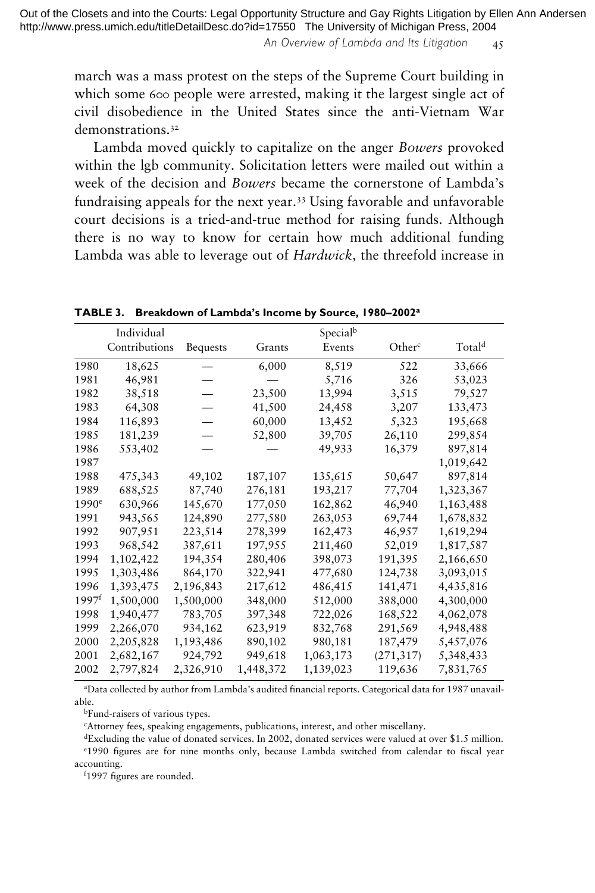march was a mass protest on the steps of the Supreme Court building in which some 600 people were arrested, making it the largest single act of civil disobedience in the United States since the anti-Vietnam War demonstrations.[32]

Lambda moved quickly to capitalize on the anger *Bowers* provoked within the lgb community. Solicitation letters were mailed out within a week of the decision and *Bowers* became the cornerstone of Lambda's fundraising appeals for the next year.[33] Using favorable and unfavorable court decisions is a tried-and-true method for raising funds. Although there is no way to know for certain how much additional funding Lambda was able to leverage out of *Hardwick,* the threefold increase in

**TABLE 3. Breakdown of Lambda's Income by Source, 1980–2002[a]**

| | Individual Contributions | Bequests | Grants | Special[b] Events | Other[c] | Total[d] |
|---|---|---|---|---|---|---|
| 1980 | 18,625 | — | 6,000 | 8,519 | 522 | 33,666 |
| 1981 | 46,981 | — | — | 5,716 | 326 | 53,023 |
| 1982 | 38,518 | — | 23,500 | 13,994 | 3,515 | 79,527 |
| 1983 | 64,308 | — | 41,500 | 24,458 | 3,207 | 133,473 |
| 1984 | 116,893 | — | 60,000 | 13,452 | 5,323 | 195,668 |
| 1985 | 181,239 | — | 52,800 | 39,705 | 26,110 | 299,854 |
| 1986 | 553,402 | — | — | 49,933 | 16,379 | 897,814 |
| 1987 | | | | | | 1,019,642 |
| 1988 | 475,343 | 49,102 | 187,107 | 135,615 | 50,647 | 897,814 |
| 1989 | 688,525 | 87,740 | 276,181 | 193,217 | 77,704 | 1,323,367 |
| 1990[e] | 630,966 | 145,670 | 177,050 | 162,862 | 46,940 | 1,163,488 |
| 1991 | 943,565 | 124,890 | 277,580 | 263,053 | 69,744 | 1,678,832 |
| 1992 | 907,951 | 223,514 | 278,399 | 162,473 | 46,957 | 1,619,294 |
| 1993 | 968,542 | 387,611 | 197,955 | 211,460 | 52,019 | 1,817,587 |
| 1994 | 1,102,422 | 194,354 | 280,406 | 398,073 | 191,395 | 2,166,650 |
| 1995 | 1,303,486 | 864,170 | 322,941 | 477,680 | 124,738 | 3,093,015 |
| 1996 | 1,393,475 | 2,196,843 | 217,612 | 486,415 | 141,471 | 4,435,816 |
| 1997[f] | 1,500,000 | 1,500,000 | 348,000 | 512,000 | 388,000 | 4,300,000 |
| 1998 | 1,940,477 | 783,705 | 397,348 | 722,026 | 168,522 | 4,062,078 |
| 1999 | 2,266,070 | 934,162 | 623,919 | 832,768 | 291,569 | 4,948,488 |
| 2000 | 2,205,828 | 1,193,486 | 890,102 | 980,181 | 187,479 | 5,457,076 |
| 2001 | 2,682,167 | 924,792 | 949,618 | 1,063,173 | (271,317) | 5,348,433 |
| 2002 | 2,797,824 | 2,326,910 | 1,448,372 | 1,139,023 | 119,636 | 7,831,765 |

[a]Data collected by author from Lambda's audited financial reports. Categorical data for 1987 unavailable.

[b]Fund-raisers of various types.

[c]Attorney fees, speaking engagements, publications, interest, and other miscellany.

[d]Excluding the value of donated services. In 2002, donated services were valued at over $1.5 million.

[e]1990 figures are for nine months only, because Lambda switched from calendar to fiscal year accounting.

[f]1997 figures are rounded.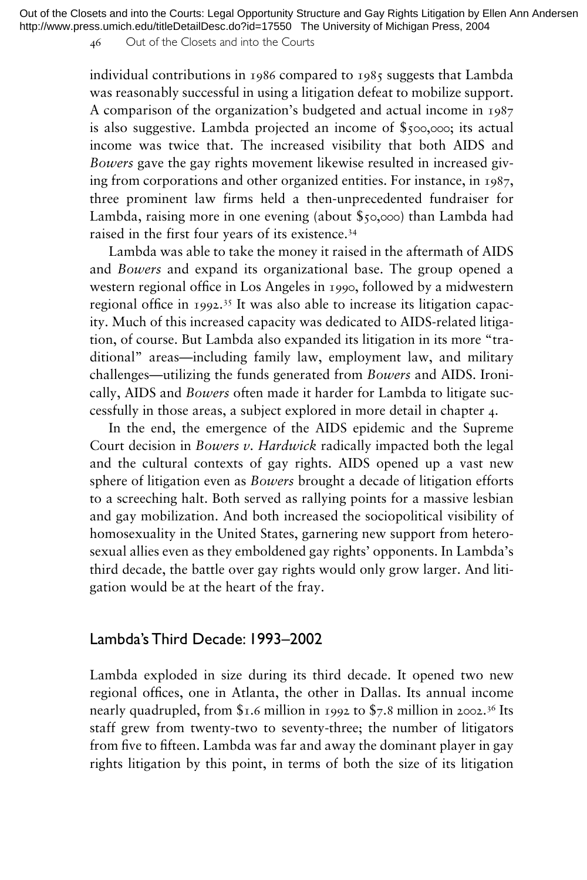individual contributions in 1986 compared to 1985 suggests that Lambda was reasonably successful in using a litigation defeat to mobilize support. A comparison of the organization's budgeted and actual income in 1987 is also suggestive. Lambda projected an income of $500,000; its actual income was twice that. The increased visibility that both AIDS and *Bowers* gave the gay rights movement likewise resulted in increased giving from corporations and other organized entities. For instance, in 1987, three prominent law firms held a then-unprecedented fundraiser for Lambda, raising more in one evening (about $50,000) than Lambda had raised in the first four years of its existence.[34]

Lambda was able to take the money it raised in the aftermath of AIDS and *Bowers* and expand its organizational base. The group opened a western regional office in Los Angeles in 1990, followed by a midwestern regional office in 1992.[35] It was also able to increase its litigation capacity. Much of this increased capacity was dedicated to AIDS-related litigation, of course. But Lambda also expanded its litigation in its more "traditional" areas—including family law, employment law, and military challenges—utilizing the funds generated from *Bowers* and AIDS. Ironically, AIDS and *Bowers* often made it harder for Lambda to litigate successfully in those areas, a subject explored in more detail in chapter 4.

In the end, the emergence of the AIDS epidemic and the Supreme Court decision in *Bowers v. Hardwick* radically impacted both the legal and the cultural contexts of gay rights. AIDS opened up a vast new sphere of litigation even as *Bowers* brought a decade of litigation efforts to a screeching halt. Both served as rallying points for a massive lesbian and gay mobilization. And both increased the sociopolitical visibility of homosexuality in the United States, garnering new support from heterosexual allies even as they emboldened gay rights' opponents. In Lambda's third decade, the battle over gay rights would only grow larger. And litigation would be at the heart of the fray.

## Lambda's Third Decade: 1993–2002

Lambda exploded in size during its third decade. It opened two new regional offices, one in Atlanta, the other in Dallas. Its annual income nearly quadrupled, from $1.6 million in 1992 to $7.8 million in 2002.[36] Its staff grew from twenty-two to seventy-three; the number of litigators from five to fifteen. Lambda was far and away the dominant player in gay rights litigation by this point, in terms of both the size of its litigation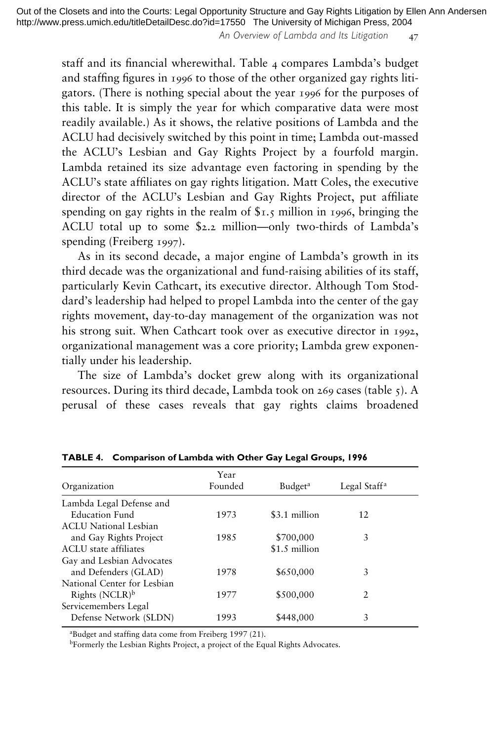staff and its financial wherewithal. Table 4 compares Lambda's budget and staffing figures in 1996 to those of the other organized gay rights litigators. (There is nothing special about the year 1996 for the purposes of this table. It is simply the year for which comparative data were most readily available.) As it shows, the relative positions of Lambda and the ACLU had decisively switched by this point in time; Lambda out-massed the ACLU's Lesbian and Gay Rights Project by a fourfold margin. Lambda retained its size advantage even factoring in spending by the ACLU's state affiliates on gay rights litigation. Matt Coles, the executive director of the ACLU's Lesbian and Gay Rights Project, put affiliate spending on gay rights in the realm of $1.5 million in 1996, bringing the ACLU total up to some $2.2 million—only two-thirds of Lambda's spending (Freiberg 1997).

As in its second decade, a major engine of Lambda's growth in its third decade was the organizational and fund-raising abilities of its staff, particularly Kevin Cathcart, its executive director. Although Tom Stoddard's leadership had helped to propel Lambda into the center of the gay rights movement, day-to-day management of the organization was not his strong suit. When Cathcart took over as executive director in 1992, organizational management was a core priority; Lambda grew exponentially under his leadership.

The size of Lambda's docket grew along with its organizational resources. During its third decade, Lambda took on 269 cases (table 5). A perusal of these cases reveals that gay rights claims broadened

**TABLE 4. Comparison of Lambda with Other Gay Legal Groups, 1996**

| Organization | Year Founded | Budget[a] | Legal Staff[a] |
|---|---|---|---|
| Lambda Legal Defense and Education Fund | 1973 | $3.1 million | 12 |
| ACLU National Lesbian and Gay Rights Project | 1985 | $700,000 | 3 |
| ACLU state affiliates | | $1.5 million | |
| Gay and Lesbian Advocates and Defenders (GLAD) | 1978 | $650,000 | 3 |
| National Center for Lesbian Rights (NCLR)[b] | 1977 | $500,000 | 2 |
| Servicemembers Legal Defense Network (SLDN) | 1993 | $448,000 | 3 |

[a]Budget and staffing data come from Freiberg 1997 (21).

[b]Formerly the Lesbian Rights Project, a project of the Equal Rights Advocates.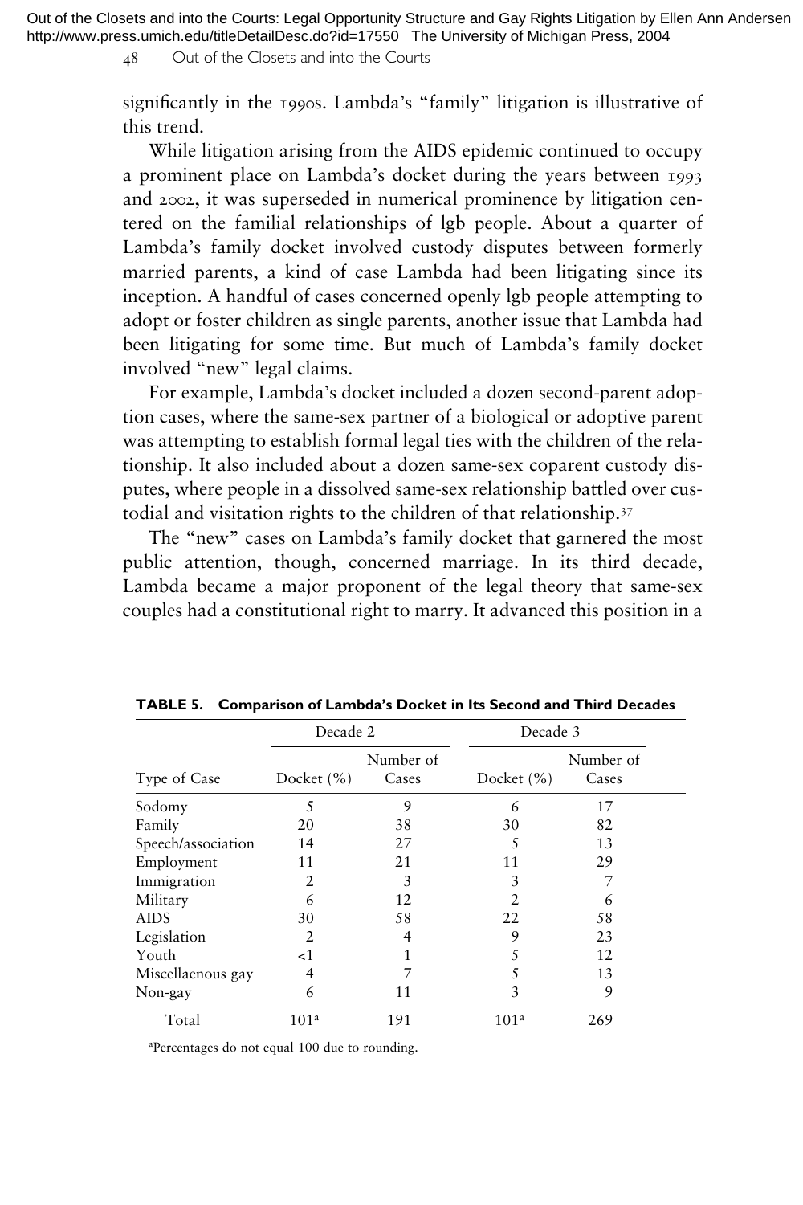significantly in the 1990s. Lambda's "family" litigation is illustrative of this trend.

While litigation arising from the AIDS epidemic continued to occupy a prominent place on Lambda's docket during the years between 1993 and 2002, it was superseded in numerical prominence by litigation centered on the familial relationships of lgb people. About a quarter of Lambda's family docket involved custody disputes between formerly married parents, a kind of case Lambda had been litigating since its inception. A handful of cases concerned openly lgb people attempting to adopt or foster children as single parents, another issue that Lambda had been litigating for some time. But much of Lambda's family docket involved "new" legal claims.

For example, Lambda's docket included a dozen second-parent adoption cases, where the same-sex partner of a biological or adoptive parent was attempting to establish formal legal ties with the children of the relationship. It also included about a dozen same-sex coparent custody disputes, where people in a dissolved same-sex relationship battled over custodial and visitation rights to the children of that relationship.[37]

The "new" cases on Lambda's family docket that garnered the most public attention, though, concerned marriage. In its third decade, Lambda became a major proponent of the legal theory that same-sex couples had a constitutional right to marry. It advanced this position in a

**TABLE 5. Comparison of Lambda's Docket in Its Second and Third Decades**

| | Decade 2 | | Decade 3 | |
|---|---|---|---|---|
| Type of Case | Docket (%) | Number of Cases | Docket (%) | Number of Cases |
| Sodomy | 5 | 9 | 6 | 17 |
| Family | 20 | 38 | 30 | 82 |
| Speech/association | 14 | 27 | 5 | 13 |
| Employment | 11 | 21 | 11 | 29 |
| Immigration | 2 | 3 | 3 | 7 |
| Military | 6 | 12 | 2 | 6 |
| AIDS | 30 | 58 | 22 | 58 |
| Legislation | 2 | 4 | 9 | 23 |
| Youth | <1 | 1 | 5 | 12 |
| Miscellaenous gay | 4 | 7 | 5 | 13 |
| Non-gay | 6 | 11 | 3 | 9 |
| Total | 101[a] | 191 | 101[a] | 269 |

[a]Percentages do not equal 100 due to rounding.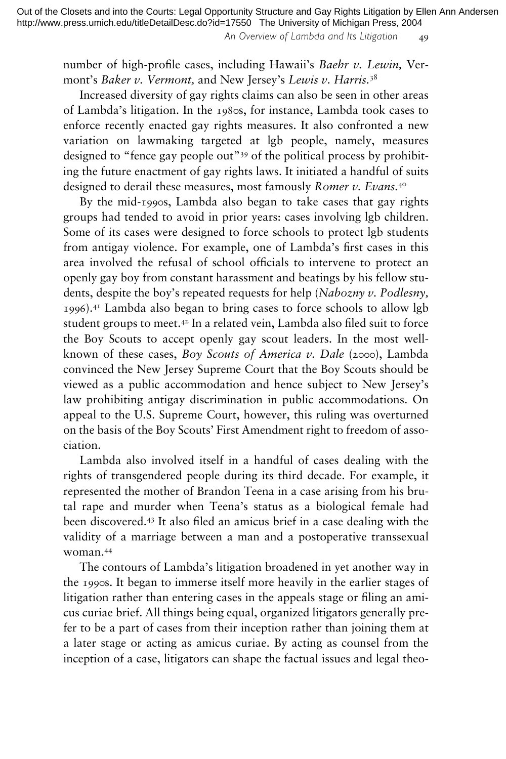number of high-profile cases, including Hawaii's *Baehr v. Lewin,* Vermont's *Baker v. Vermont,* and New Jersey's *Lewis v. Harris.*[38]

Increased diversity of gay rights claims can also be seen in other areas of Lambda's litigation. In the 1980s, for instance, Lambda took cases to enforce recently enacted gay rights measures. It also confronted a new variation on lawmaking targeted at lgb people, namely, measures designed to "fence gay people out"[39] of the political process by prohibiting the future enactment of gay rights laws. It initiated a handful of suits designed to derail these measures, most famously *Romer v. Evans.*[40]

By the mid-1990s, Lambda also began to take cases that gay rights groups had tended to avoid in prior years: cases involving lgb children. Some of its cases were designed to force schools to protect lgb students from antigay violence. For example, one of Lambda's first cases in this area involved the refusal of school officials to intervene to protect an openly gay boy from constant harassment and beatings by his fellow students, despite the boy's repeated requests for help (*Nabozny v. Podlesny,* 1996).[41] Lambda also began to bring cases to force schools to allow lgb student groups to meet.[42] In a related vein, Lambda also filed suit to force the Boy Scouts to accept openly gay scout leaders. In the most well-known of these cases, *Boy Scouts of America v. Dale* (2000), Lambda convinced the New Jersey Supreme Court that the Boy Scouts should be viewed as a public accommodation and hence subject to New Jersey's law prohibiting antigay discrimination in public accommodations. On appeal to the U.S. Supreme Court, however, this ruling was overturned on the basis of the Boy Scouts' First Amendment right to freedom of association.

Lambda also involved itself in a handful of cases dealing with the rights of transgendered people during its third decade. For example, it represented the mother of Brandon Teena in a case arising from his brutal rape and murder when Teena's status as a biological female had been discovered.[43] It also filed an amicus brief in a case dealing with the validity of a marriage between a man and a postoperative transsexual woman.[44]

The contours of Lambda's litigation broadened in yet another way in the 1990s. It began to immerse itself more heavily in the earlier stages of litigation rather than entering cases in the appeals stage or filing an amicus curiae brief. All things being equal, organized litigators generally prefer to be a part of cases from their inception rather than joining them at a later stage or acting as amicus curiae. By acting as counsel from the inception of a case, litigators can shape the factual issues and legal theo-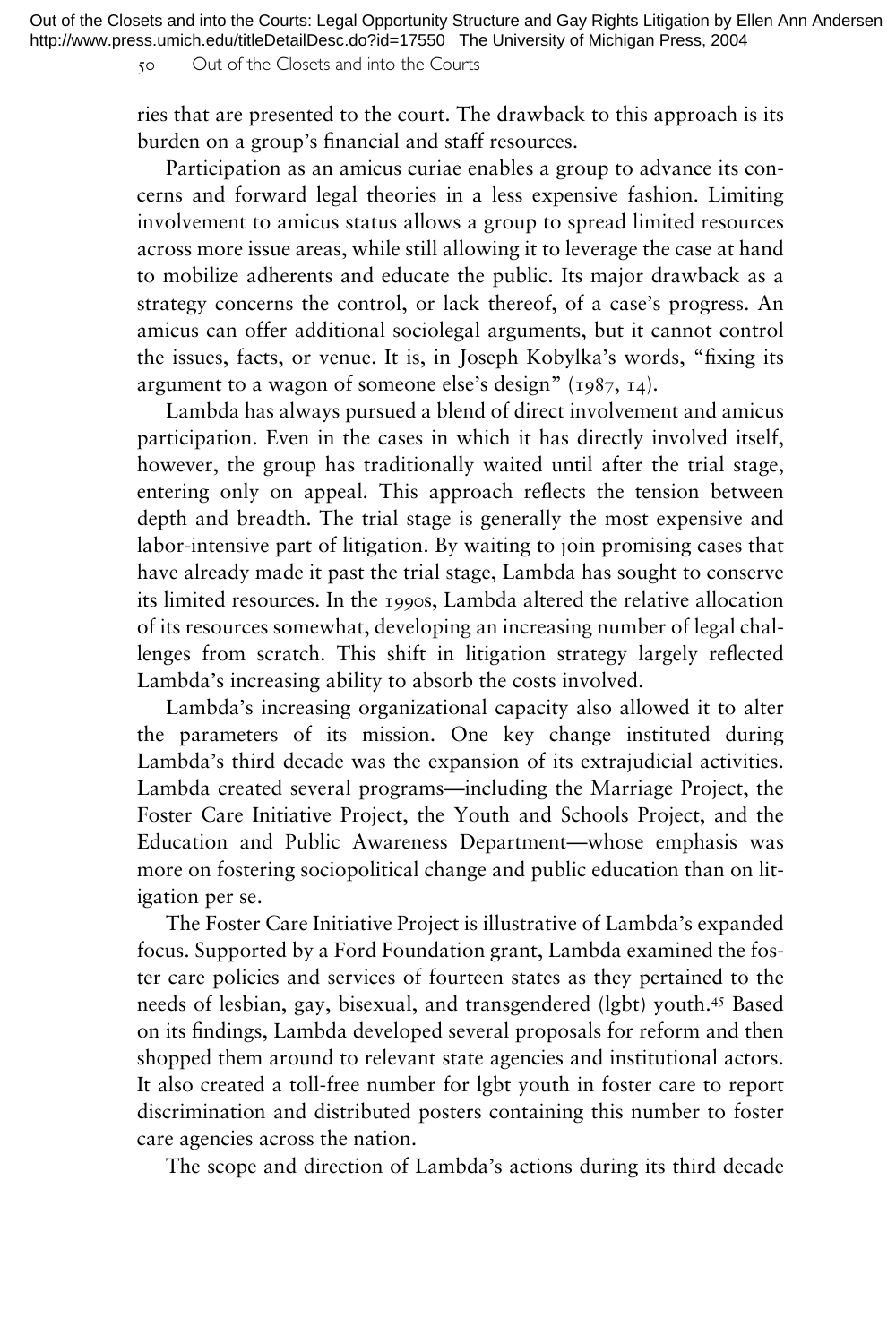ries that are presented to the court. The drawback to this approach is its burden on a group's financial and staff resources.

Participation as an amicus curiae enables a group to advance its concerns and forward legal theories in a less expensive fashion. Limiting involvement to amicus status allows a group to spread limited resources across more issue areas, while still allowing it to leverage the case at hand to mobilize adherents and educate the public. Its major drawback as a strategy concerns the control, or lack thereof, of a case's progress. An amicus can offer additional sociolegal arguments, but it cannot control the issues, facts, or venue. It is, in Joseph Kobylka's words, "fixing its argument to a wagon of someone else's design" (1987, 14).

Lambda has always pursued a blend of direct involvement and amicus participation. Even in the cases in which it has directly involved itself, however, the group has traditionally waited until after the trial stage, entering only on appeal. This approach reflects the tension between depth and breadth. The trial stage is generally the most expensive and labor-intensive part of litigation. By waiting to join promising cases that have already made it past the trial stage, Lambda has sought to conserve its limited resources. In the 1990s, Lambda altered the relative allocation of its resources somewhat, developing an increasing number of legal challenges from scratch. This shift in litigation strategy largely reflected Lambda's increasing ability to absorb the costs involved.

Lambda's increasing organizational capacity also allowed it to alter the parameters of its mission. One key change instituted during Lambda's third decade was the expansion of its extrajudicial activities. Lambda created several programs—including the Marriage Project, the Foster Care Initiative Project, the Youth and Schools Project, and the Education and Public Awareness Department—whose emphasis was more on fostering sociopolitical change and public education than on litigation per se.

The Foster Care Initiative Project is illustrative of Lambda's expanded focus. Supported by a Ford Foundation grant, Lambda examined the foster care policies and services of fourteen states as they pertained to the needs of lesbian, gay, bisexual, and transgendered (lgbt) youth.[45] Based on its findings, Lambda developed several proposals for reform and then shopped them around to relevant state agencies and institutional actors. It also created a toll-free number for lgbt youth in foster care to report discrimination and distributed posters containing this number to foster care agencies across the nation.

The scope and direction of Lambda's actions during its third decade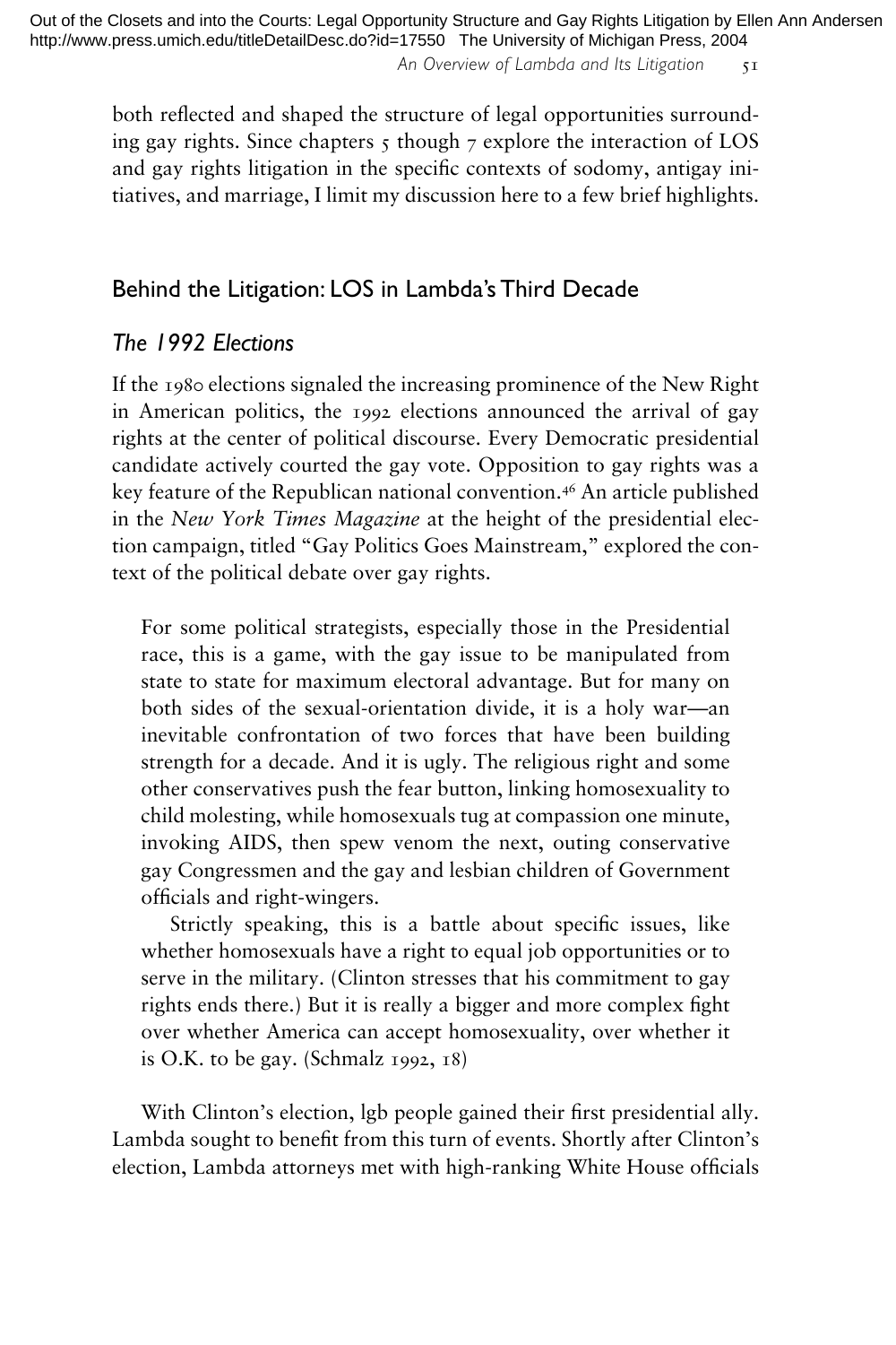both reflected and shaped the structure of legal opportunities surrounding gay rights. Since chapters 5 though 7 explore the interaction of LOS and gay rights litigation in the specific contexts of sodomy, antigay initiatives, and marriage, I limit my discussion here to a few brief highlights.

## Behind the Litigation: LOS in Lambda's Third Decade

### *The 1992 Elections*

If the 1980 elections signaled the increasing prominence of the New Right in American politics, the 1992 elections announced the arrival of gay rights at the center of political discourse. Every Democratic presidential candidate actively courted the gay vote. Opposition to gay rights was a key feature of the Republican national convention.[46] An article published in the *New York Times Magazine* at the height of the presidential election campaign, titled "Gay Politics Goes Mainstream," explored the context of the political debate over gay rights.

> For some political strategists, especially those in the Presidential race, this is a game, with the gay issue to be manipulated from state to state for maximum electoral advantage. But for many on both sides of the sexual-orientation divide, it is a holy war—an inevitable confrontation of two forces that have been building strength for a decade. And it is ugly. The religious right and some other conservatives push the fear button, linking homosexuality to child molesting, while homosexuals tug at compassion one minute, invoking AIDS, then spew venom the next, outing conservative gay Congressmen and the gay and lesbian children of Government officials and right-wingers.
>
> Strictly speaking, this is a battle about specific issues, like whether homosexuals have a right to equal job opportunities or to serve in the military. (Clinton stresses that his commitment to gay rights ends there.) But it is really a bigger and more complex fight over whether America can accept homosexuality, over whether it is O.K. to be gay. (Schmalz 1992, 18)

With Clinton's election, lgb people gained their first presidential ally. Lambda sought to benefit from this turn of events. Shortly after Clinton's election, Lambda attorneys met with high-ranking White House officials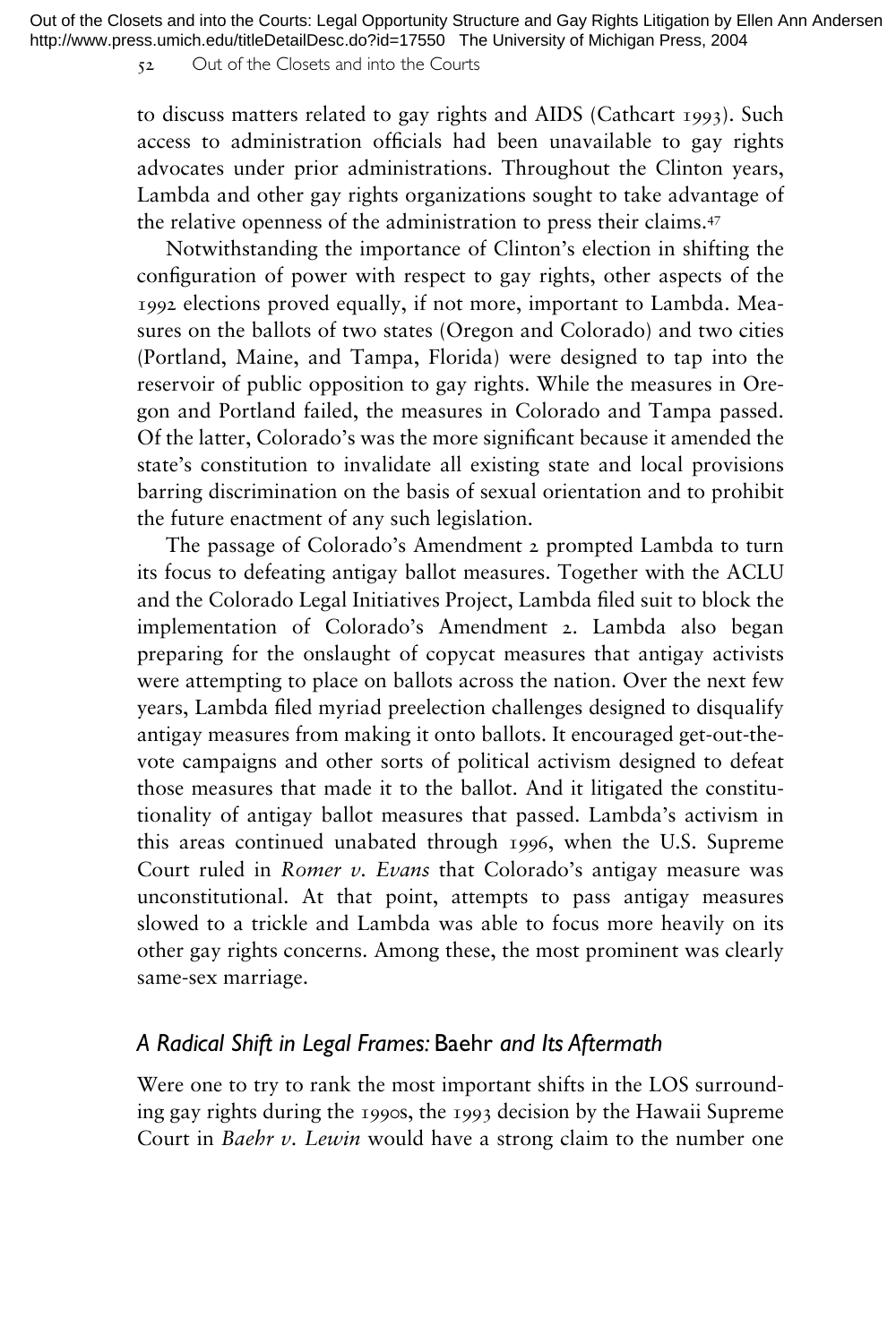to discuss matters related to gay rights and AIDS (Cathcart 1993). Such access to administration officials had been unavailable to gay rights advocates under prior administrations. Throughout the Clinton years, Lambda and other gay rights organizations sought to take advantage of the relative openness of the administration to press their claims.[47]

Notwithstanding the importance of Clinton's election in shifting the configuration of power with respect to gay rights, other aspects of the 1992 elections proved equally, if not more, important to Lambda. Measures on the ballots of two states (Oregon and Colorado) and two cities (Portland, Maine, and Tampa, Florida) were designed to tap into the reservoir of public opposition to gay rights. While the measures in Oregon and Portland failed, the measures in Colorado and Tampa passed. Of the latter, Colorado's was the more significant because it amended the state's constitution to invalidate all existing state and local provisions barring discrimination on the basis of sexual orientation and to prohibit the future enactment of any such legislation.

The passage of Colorado's Amendment 2 prompted Lambda to turn its focus to defeating antigay ballot measures. Together with the ACLU and the Colorado Legal Initiatives Project, Lambda filed suit to block the implementation of Colorado's Amendment 2. Lambda also began preparing for the onslaught of copycat measures that antigay activists were attempting to place on ballots across the nation. Over the next few years, Lambda filed myriad preelection challenges designed to disqualify antigay measures from making it onto ballots. It encouraged get-out-the-vote campaigns and other sorts of political activism designed to defeat those measures that made it to the ballot. And it litigated the constitutionality of antigay ballot measures that passed. Lambda's activism in this areas continued unabated through 1996, when the U.S. Supreme Court ruled in *Romer v. Evans* that Colorado's antigay measure was unconstitutional. At that point, attempts to pass antigay measures slowed to a trickle and Lambda was able to focus more heavily on its other gay rights concerns. Among these, the most prominent was clearly same-sex marriage.

## *A Radical Shift in Legal Frames:* Baehr *and Its Aftermath*

Were one to try to rank the most important shifts in the LOS surrounding gay rights during the 1990s, the 1993 decision by the Hawaii Supreme Court in *Baehr v. Lewin* would have a strong claim to the number one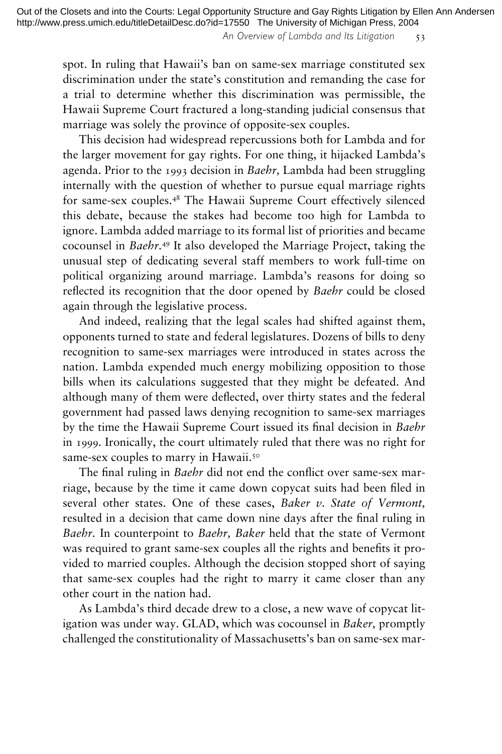spot. In ruling that Hawaii's ban on same-sex marriage constituted sex discrimination under the state's constitution and remanding the case for a trial to determine whether this discrimination was permissible, the Hawaii Supreme Court fractured a long-standing judicial consensus that marriage was solely the province of opposite-sex couples.

This decision had widespread repercussions both for Lambda and for the larger movement for gay rights. For one thing, it hijacked Lambda's agenda. Prior to the 1993 decision in *Baehr,* Lambda had been struggling internally with the question of whether to pursue equal marriage rights for same-sex couples.[48] The Hawaii Supreme Court effectively silenced this debate, because the stakes had become too high for Lambda to ignore. Lambda added marriage to its formal list of priorities and became cocounsel in *Baehr*.[49] It also developed the Marriage Project, taking the unusual step of dedicating several staff members to work full-time on political organizing around marriage. Lambda's reasons for doing so reflected its recognition that the door opened by *Baehr* could be closed again through the legislative process.

And indeed, realizing that the legal scales had shifted against them, opponents turned to state and federal legislatures. Dozens of bills to deny recognition to same-sex marriages were introduced in states across the nation. Lambda expended much energy mobilizing opposition to those bills when its calculations suggested that they might be defeated. And although many of them were deflected, over thirty states and the federal government had passed laws denying recognition to same-sex marriages by the time the Hawaii Supreme Court issued its final decision in *Baehr* in 1999. Ironically, the court ultimately ruled that there was no right for same-sex couples to marry in Hawaii.[50]

The final ruling in *Baehr* did not end the conflict over same-sex marriage, because by the time it came down copycat suits had been filed in several other states. One of these cases, *Baker v. State of Vermont,* resulted in a decision that came down nine days after the final ruling in *Baehr*. In counterpoint to *Baehr, Baker* held that the state of Vermont was required to grant same-sex couples all the rights and benefits it provided to married couples. Although the decision stopped short of saying that same-sex couples had the right to marry it came closer than any other court in the nation had.

As Lambda's third decade drew to a close, a new wave of copycat litigation was under way. GLAD, which was cocounsel in *Baker,* promptly challenged the constitutionality of Massachusetts's ban on same-sex mar-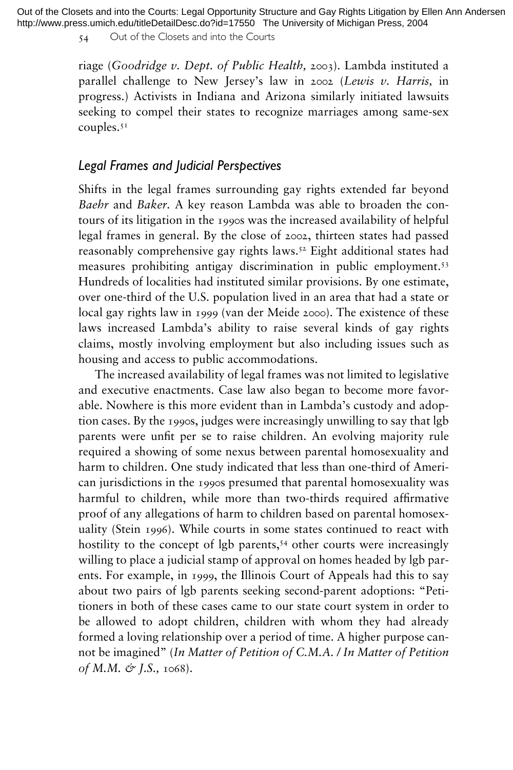riage (*Goodridge v. Dept. of Public Health*, 2003). Lambda instituted a parallel challenge to New Jersey's law in 2002 (*Lewis v. Harris*, in progress.) Activists in Indiana and Arizona similarly initiated lawsuits seeking to compel their states to recognize marriages among same-sex couples.[51]

## *Legal Frames and Judicial Perspectives*

Shifts in the legal frames surrounding gay rights extended far beyond *Baehr* and *Baker*. A key reason Lambda was able to broaden the contours of its litigation in the 1990s was the increased availability of helpful legal frames in general. By the close of 2002, thirteen states had passed reasonably comprehensive gay rights laws.[52] Eight additional states had measures prohibiting antigay discrimination in public employment.[53] Hundreds of localities had instituted similar provisions. By one estimate, over one-third of the U.S. population lived in an area that had a state or local gay rights law in 1999 (van der Meide 2000). The existence of these laws increased Lambda's ability to raise several kinds of gay rights claims, mostly involving employment but also including issues such as housing and access to public accommodations.

The increased availability of legal frames was not limited to legislative and executive enactments. Case law also began to become more favorable. Nowhere is this more evident than in Lambda's custody and adoption cases. By the 1990s, judges were increasingly unwilling to say that lgb parents were unfit per se to raise children. An evolving majority rule required a showing of some nexus between parental homosexuality and harm to children. One study indicated that less than one-third of American jurisdictions in the 1990s presumed that parental homosexuality was harmful to children, while more than two-thirds required affirmative proof of any allegations of harm to children based on parental homosexuality (Stein 1996). While courts in some states continued to react with hostility to the concept of lgb parents,[54] other courts were increasingly willing to place a judicial stamp of approval on homes headed by lgb parents. For example, in 1999, the Illinois Court of Appeals had this to say about two pairs of lgb parents seeking second-parent adoptions: "Petitioners in both of these cases came to our state court system in order to be allowed to adopt children, children with whom they had already formed a loving relationship over a period of time. A higher purpose cannot be imagined" (*In Matter of Petition of C.M.A. / In Matter of Petition of M.M. & J.S.*, 1068).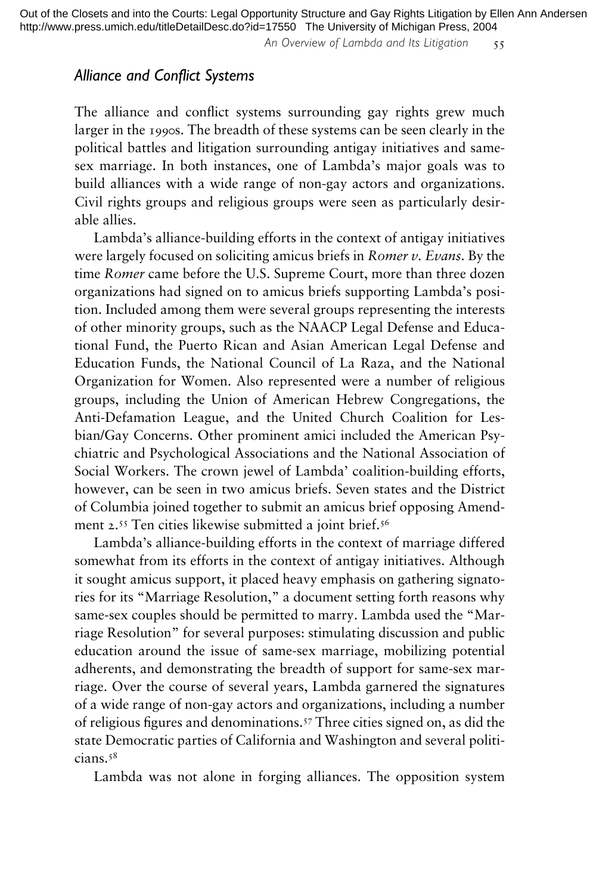## *Alliance and Conflict Systems*

The alliance and conflict systems surrounding gay rights grew much larger in the 1990s. The breadth of these systems can be seen clearly in the political battles and litigation surrounding antigay initiatives and same-sex marriage. In both instances, one of Lambda's major goals was to build alliances with a wide range of non-gay actors and organizations. Civil rights groups and religious groups were seen as particularly desirable allies.

Lambda's alliance-building efforts in the context of antigay initiatives were largely focused on soliciting amicus briefs in *Romer v. Evans*. By the time *Romer* came before the U.S. Supreme Court, more than three dozen organizations had signed on to amicus briefs supporting Lambda's position. Included among them were several groups representing the interests of other minority groups, such as the NAACP Legal Defense and Educational Fund, the Puerto Rican and Asian American Legal Defense and Education Funds, the National Council of La Raza, and the National Organization for Women. Also represented were a number of religious groups, including the Union of American Hebrew Congregations, the Anti-Defamation League, and the United Church Coalition for Lesbian/Gay Concerns. Other prominent amici included the American Psychiatric and Psychological Associations and the National Association of Social Workers. The crown jewel of Lambda' coalition-building efforts, however, can be seen in two amicus briefs. Seven states and the District of Columbia joined together to submit an amicus brief opposing Amendment 2.[55] Ten cities likewise submitted a joint brief.[56]

Lambda's alliance-building efforts in the context of marriage differed somewhat from its efforts in the context of antigay initiatives. Although it sought amicus support, it placed heavy emphasis on gathering signatories for its "Marriage Resolution," a document setting forth reasons why same-sex couples should be permitted to marry. Lambda used the "Marriage Resolution" for several purposes: stimulating discussion and public education around the issue of same-sex marriage, mobilizing potential adherents, and demonstrating the breadth of support for same-sex marriage. Over the course of several years, Lambda garnered the signatures of a wide range of non-gay actors and organizations, including a number of religious figures and denominations.[57] Three cities signed on, as did the state Democratic parties of California and Washington and several politicians.[58]

Lambda was not alone in forging alliances. The opposition system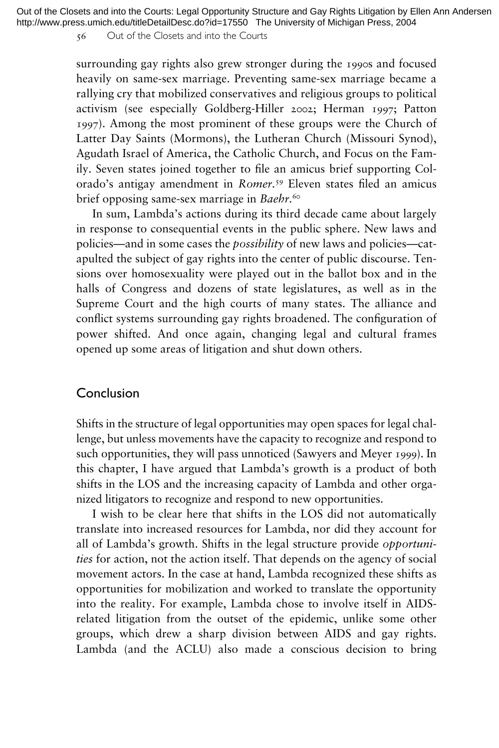surrounding gay rights also grew stronger during the 1990s and focused heavily on same-sex marriage. Preventing same-sex marriage became a rallying cry that mobilized conservatives and religious groups to political activism (see especially Goldberg-Hiller 2002; Herman 1997; Patton 1997). Among the most prominent of these groups were the Church of Latter Day Saints (Mormons), the Lutheran Church (Missouri Synod), Agudath Israel of America, the Catholic Church, and Focus on the Family. Seven states joined together to file an amicus brief supporting Colorado's antigay amendment in *Romer*.[59] Eleven states filed an amicus brief opposing same-sex marriage in *Baehr*.[60]

In sum, Lambda's actions during its third decade came about largely in response to consequential events in the public sphere. New laws and policies—and in some cases the *possibility* of new laws and policies—catapulted the subject of gay rights into the center of public discourse. Tensions over homosexuality were played out in the ballot box and in the halls of Congress and dozens of state legislatures, as well as in the Supreme Court and the high courts of many states. The alliance and conflict systems surrounding gay rights broadened. The configuration of power shifted. And once again, changing legal and cultural frames opened up some areas of litigation and shut down others.

## Conclusion

Shifts in the structure of legal opportunities may open spaces for legal challenge, but unless movements have the capacity to recognize and respond to such opportunities, they will pass unnoticed (Sawyers and Meyer 1999). In this chapter, I have argued that Lambda's growth is a product of both shifts in the LOS and the increasing capacity of Lambda and other organized litigators to recognize and respond to new opportunities.

I wish to be clear here that shifts in the LOS did not automatically translate into increased resources for Lambda, nor did they account for all of Lambda's growth. Shifts in the legal structure provide *opportunities* for action, not the action itself. That depends on the agency of social movement actors. In the case at hand, Lambda recognized these shifts as opportunities for mobilization and worked to translate the opportunity into the reality. For example, Lambda chose to involve itself in AIDS-related litigation from the outset of the epidemic, unlike some other groups, which drew a sharp division between AIDS and gay rights. Lambda (and the ACLU) also made a conscious decision to bring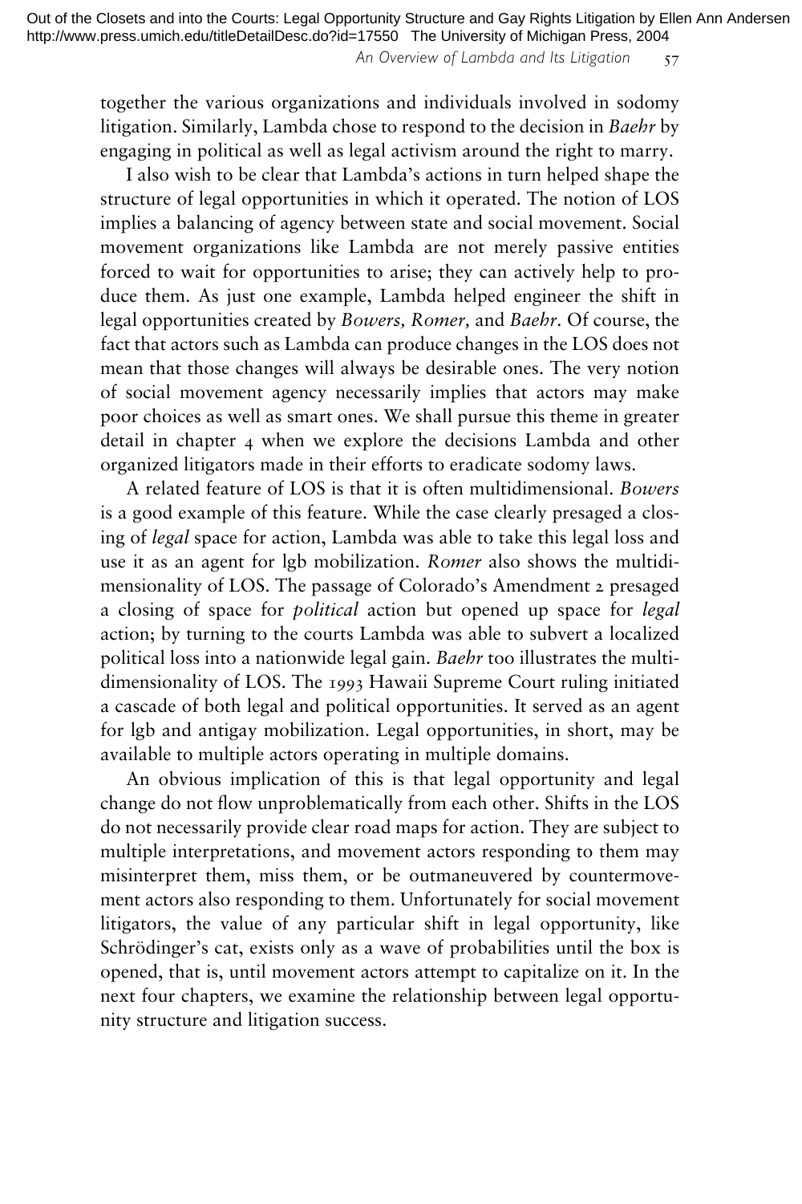together the various organizations and individuals involved in sodomy litigation. Similarly, Lambda chose to respond to the decision in *Baehr* by engaging in political as well as legal activism around the right to marry.

I also wish to be clear that Lambda's actions in turn helped shape the structure of legal opportunities in which it operated. The notion of LOS implies a balancing of agency between state and social movement. Social movement organizations like Lambda are not merely passive entities forced to wait for opportunities to arise; they can actively help to produce them. As just one example, Lambda helped engineer the shift in legal opportunities created by *Bowers, Romer,* and *Baehr.* Of course, the fact that actors such as Lambda can produce changes in the LOS does not mean that those changes will always be desirable ones. The very notion of social movement agency necessarily implies that actors may make poor choices as well as smart ones. We shall pursue this theme in greater detail in chapter 4 when we explore the decisions Lambda and other organized litigators made in their efforts to eradicate sodomy laws.

A related feature of LOS is that it is often multidimensional. *Bowers* is a good example of this feature. While the case clearly presaged a closing of *legal* space for action, Lambda was able to take this legal loss and use it as an agent for lgb mobilization. *Romer* also shows the multidimensionality of LOS. The passage of Colorado's Amendment 2 presaged a closing of space for *political* action but opened up space for *legal* action; by turning to the courts Lambda was able to subvert a localized political loss into a nationwide legal gain. *Baehr* too illustrates the multidimensionality of LOS. The 1993 Hawaii Supreme Court ruling initiated a cascade of both legal and political opportunities. It served as an agent for lgb and antigay mobilization. Legal opportunities, in short, may be available to multiple actors operating in multiple domains.

An obvious implication of this is that legal opportunity and legal change do not flow unproblematically from each other. Shifts in the LOS do not necessarily provide clear road maps for action. They are subject to multiple interpretations, and movement actors responding to them may misinterpret them, miss them, or be outmaneuvered by countermovement actors also responding to them. Unfortunately for social movement litigators, the value of any particular shift in legal opportunity, like Schrödinger's cat, exists only as a wave of probabilities until the box is opened, that is, until movement actors attempt to capitalize on it. In the next four chapters, we examine the relationship between legal opportunity structure and litigation success.